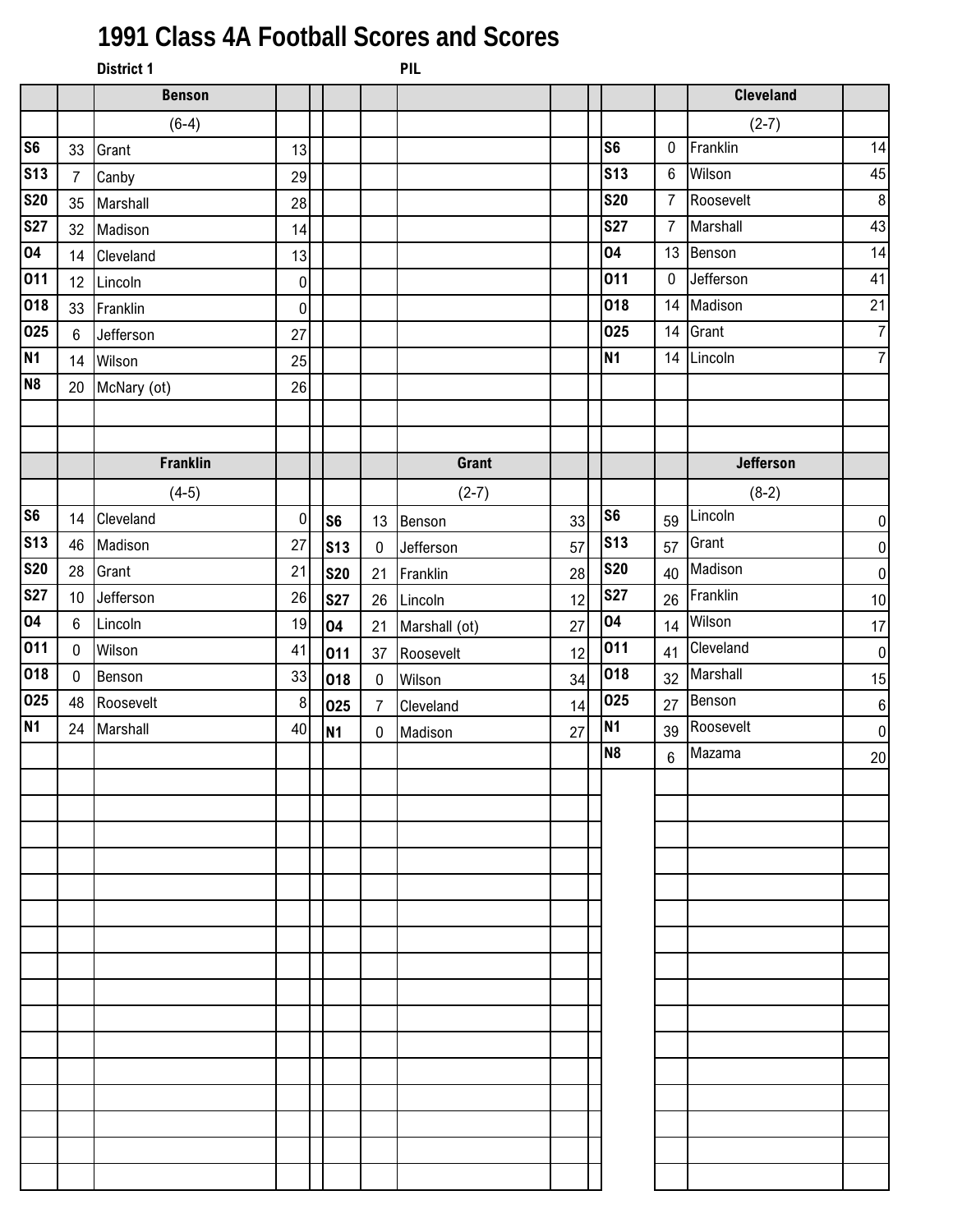# 1991 Class 4A Football Scores and Scores

**District 1** **PIL**

### Benson (6-4)

| Date | Score | Opponent | Opp Score |
|---|---|---|---|
| S6 | 33 | Grant | 13 |
| S13 | 7 | Canby | 29 |
| S20 | 35 | Marshall | 28 |
| S27 | 32 | Madison | 14 |
| O4 | 14 | Cleveland | 13 |
| O11 | 12 | Lincoln | 0 |
| O18 | 33 | Franklin | 0 |
| O25 | 6 | Jefferson | 27 |
| N1 | 14 | Wilson | 25 |
| N8 | 20 | McNary (ot) | 26 |

### Cleveland (2-7)

| Date | Score | Opponent | Opp Score |
|---|---|---|---|
| S6 | 0 | Franklin | 14 |
| S13 | 6 | Wilson | 45 |
| S20 | 7 | Roosevelt | 8 |
| S27 | 7 | Marshall | 43 |
| O4 | 13 | Benson | 14 |
| O11 | 0 | Jefferson | 41 |
| O18 | 14 | Madison | 21 |
| O25 | 14 | Grant | 7 |
| N1 | 14 | Lincoln | 7 |

### Franklin (4-5)

| Date | Score | Opponent | Opp Score |
|---|---|---|---|
| S6 | 14 | Cleveland | 0 |
| S13 | 46 | Madison | 27 |
| S20 | 28 | Grant | 21 |
| S27 | 10 | Jefferson | 26 |
| O4 | 6 | Lincoln | 19 |
| O11 | 0 | Wilson | 41 |
| O18 | 0 | Benson | 33 |
| O25 | 48 | Roosevelt | 8 |
| N1 | 24 | Marshall | 40 |

### Grant (2-7)

| Date | Score | Opponent | Opp Score |
|---|---|---|---|
| S6 | 13 | Benson | 33 |
| S13 | 0 | Jefferson | 57 |
| S20 | 21 | Franklin | 28 |
| S27 | 26 | Lincoln | 12 |
| O4 | 21 | Marshall (ot) | 27 |
| O11 | 37 | Roosevelt | 12 |
| O18 | 0 | Wilson | 34 |
| O25 | 7 | Cleveland | 14 |
| N1 | 0 | Madison | 27 |

### Jefferson (8-2)

| Date | Score | Opponent | Opp Score |
|---|---|---|---|
| S6 | 59 | Lincoln | 0 |
| S13 | 57 | Grant | 0 |
| S20 | 40 | Madison | 0 |
| S27 | 26 | Franklin | 10 |
| O4 | 14 | Wilson | 17 |
| O11 | 41 | Cleveland | 0 |
| O18 | 32 | Marshall | 15 |
| O25 | 27 | Benson | 6 |
| N1 | 39 | Roosevelt | 0 |
| N8 | 6 | Mazama | 20 |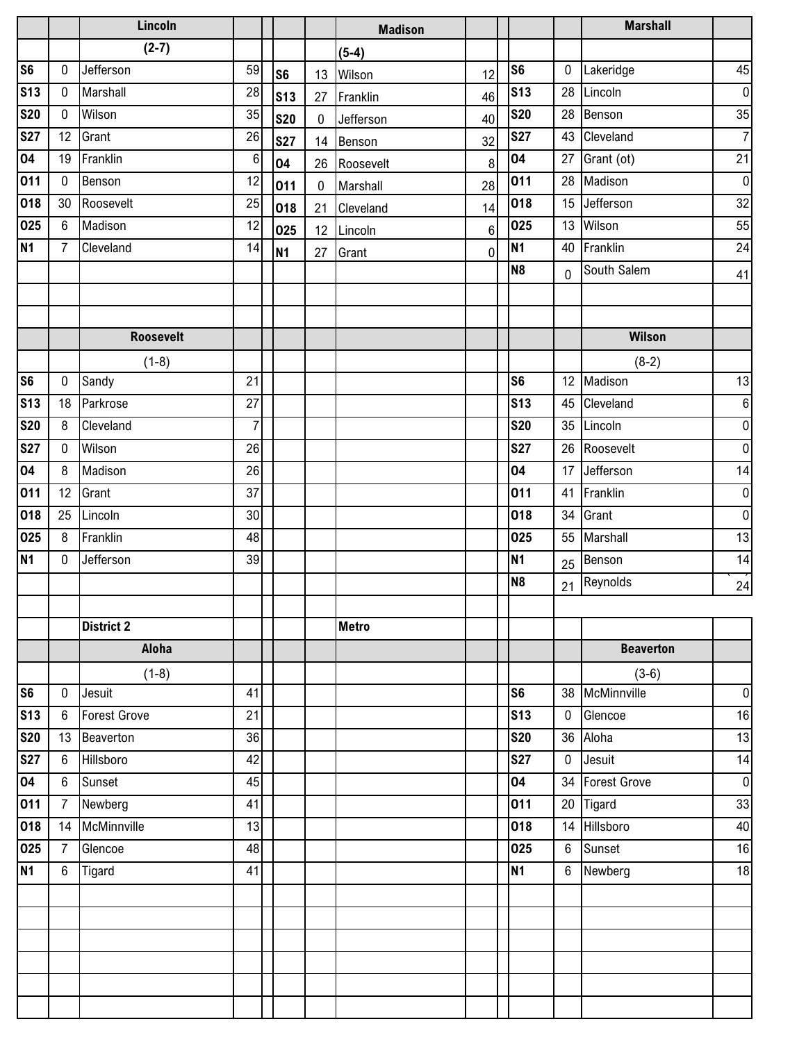### Lincoln

(2-7)

| Date | Score | Opponent | Score |
|---|---|---|---|
| S6 | 0 | Jefferson | 59 |
| S13 | 0 | Marshall | 28 |
| S20 | 0 | Wilson | 35 |
| S27 | 12 | Grant | 26 |
| O4 | 19 | Franklin | 6 |
| O11 | 0 | Benson | 12 |
| O18 | 30 | Roosevelt | 25 |
| O25 | 6 | Madison | 12 |
| N1 | 7 | Cleveland | 14 |

### Madison

(5-4)

| Date | Score | Opponent | Score |
|---|---|---|---|
| S6 | 13 | Wilson | 12 |
| S13 | 27 | Franklin | 46 |
| S20 | 0 | Jefferson | 40 |
| S27 | 14 | Benson | 32 |
| O4 | 26 | Roosevelt | 8 |
| O11 | 0 | Marshall | 28 |
| O18 | 21 | Cleveland | 14 |
| O25 | 12 | Lincoln | 6 |
| N1 | 27 | Grant | 0 |

### Marshall

| Date | Score | Opponent | Score |
|---|---|---|---|
| S6 | 0 | Lakeridge | 45 |
| S13 | 28 | Lincoln | 0 |
| S20 | 28 | Benson | 35 |
| S27 | 43 | Cleveland | 7 |
| O4 | 27 | Grant (ot) | 21 |
| O11 | 28 | Madison | 0 |
| O18 | 15 | Jefferson | 32 |
| O25 | 13 | Wilson | 55 |
| N1 | 40 | Franklin | 24 |
| N8 | 0 | South Salem | 41 |

### Roosevelt

(1-8)

| Date | Score | Opponent | Score |
|---|---|---|---|
| S6 | 0 | Sandy | 21 |
| S13 | 18 | Parkrose | 27 |
| S20 | 8 | Cleveland | 7 |
| S27 | 0 | Wilson | 26 |
| O4 | 8 | Madison | 26 |
| O11 | 12 | Grant | 37 |
| O18 | 25 | Lincoln | 30 |
| O25 | 8 | Franklin | 48 |
| N1 | 0 | Jefferson | 39 |

### Wilson

(8-2)

| Date | Score | Opponent | Score |
|---|---|---|---|
| S6 | 12 | Madison | 13 |
| S13 | 45 | Cleveland | 6 |
| S20 | 35 | Lincoln | 0 |
| S27 | 26 | Roosevelt | 0 |
| O4 | 17 | Jefferson | 14 |
| O11 | 41 | Franklin | 0 |
| O18 | 34 | Grant | 0 |
| O25 | 55 | Marshall | 13 |
| N1 | 25 | Benson | 14 |
| N8 | 21 | Reynolds | 24 |

## District 2 Metro

### Aloha

(1-8)

| Date | Score | Opponent | Score |
|---|---|---|---|
| S6 | 0 | Jesuit | 41 |
| S13 | 6 | Forest Grove | 21 |
| S20 | 13 | Beaverton | 36 |
| S27 | 6 | Hillsboro | 42 |
| O4 | 6 | Sunset | 45 |
| O11 | 7 | Newberg | 41 |
| O18 | 14 | McMinnville | 13 |
| O25 | 7 | Glencoe | 48 |
| N1 | 6 | Tigard | 41 |

### Beaverton

(3-6)

| Date | Score | Opponent | Score |
|---|---|---|---|
| S6 | 38 | McMinnville | 0 |
| S13 | 0 | Glencoe | 16 |
| S20 | 36 | Aloha | 13 |
| S27 | 0 | Jesuit | 14 |
| O4 | 34 | Forest Grove | 0 |
| O11 | 20 | Tigard | 33 |
| O18 | 14 | Hillsboro | 40 |
| O25 | 6 | Sunset | 16 |
| N1 | 6 | Newberg | 18 |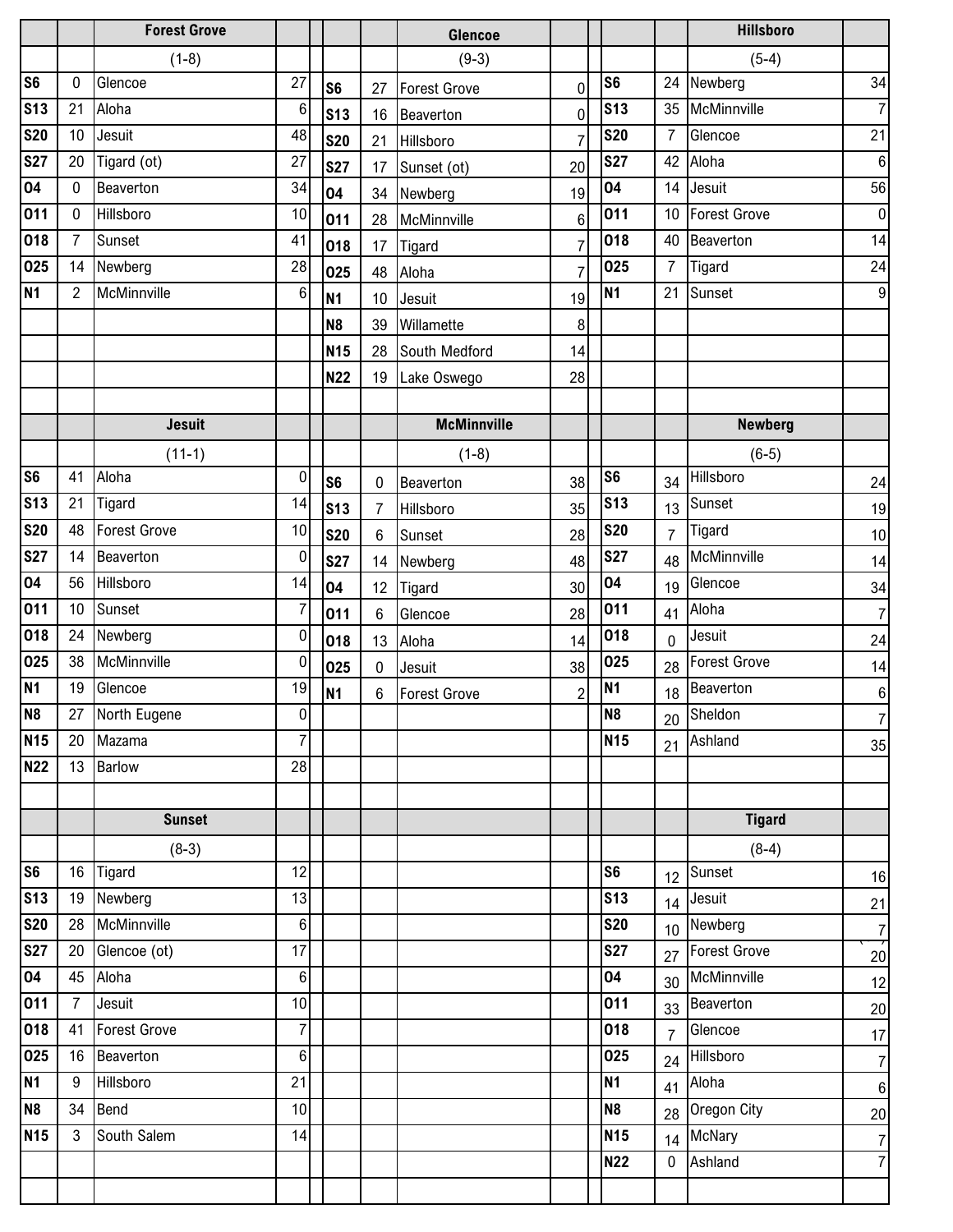| | | Forest Grove | | | | | Glencoe | | | | | Hillsboro | |
|---|---|---|---|---|---|---|---|---|---|---|---|---|---|
| | | (1-8) | | | | | (9-3) | | | | | (5-4) | |
| S6 | 0 | Glencoe | 27 | | S6 | 27 | Forest Grove | 0 | | S6 | 24 | Newberg | 34 |
| S13 | 21 | Aloha | 6 | | S13 | 16 | Beaverton | 0 | | S13 | 35 | McMinnville | 7 |
| S20 | 10 | Jesuit | 48 | | S20 | 21 | Hillsboro | 7 | | S20 | 7 | Glencoe | 21 |
| S27 | 20 | Tigard (ot) | 27 | | S27 | 17 | Sunset (ot) | 20 | | S27 | 42 | Aloha | 6 |
| O4 | 0 | Beaverton | 34 | | O4 | 34 | Newberg | 19 | | O4 | 14 | Jesuit | 56 |
| O11 | 0 | Hillsboro | 10 | | O11 | 28 | McMinnville | 6 | | O11 | 10 | Forest Grove | 0 |
| O18 | 7 | Sunset | 41 | | O18 | 17 | Tigard | 7 | | O18 | 40 | Beaverton | 14 |
| O25 | 14 | Newberg | 28 | | O25 | 48 | Aloha | 7 | | O25 | 7 | Tigard | 24 |
| N1 | 2 | McMinnville | 6 | | N1 | 10 | Jesuit | 19 | | N1 | 21 | Sunset | 9 |
| | | | | | N8 | 39 | Willamette | 8 | | | | | |
| | | | | | N15 | 28 | South Medford | 14 | | | | | |
| | | | | | N22 | 19 | Lake Oswego | 28 | | | | | |

| | | Jesuit | | | | | McMinnville | | | | | Newberg | |
|---|---|---|---|---|---|---|---|---|---|---|---|---|---|
| | | (11-1) | | | | | (1-8) | | | | | (6-5) | |
| S6 | 41 | Aloha | 0 | | S6 | 0 | Beaverton | 38 | | S6 | 34 | Hillsboro | 24 |
| S13 | 21 | Tigard | 14 | | S13 | 7 | Hillsboro | 35 | | S13 | 13 | Sunset | 19 |
| S20 | 48 | Forest Grove | 10 | | S20 | 6 | Sunset | 28 | | S20 | 7 | Tigard | 10 |
| S27 | 14 | Beaverton | 0 | | S27 | 14 | Newberg | 48 | | S27 | 48 | McMinnville | 14 |
| O4 | 56 | Hillsboro | 14 | | O4 | 12 | Tigard | 30 | | O4 | 19 | Glencoe | 34 |
| O11 | 10 | Sunset | 7 | | O11 | 6 | Glencoe | 28 | | O11 | 41 | Aloha | 7 |
| O18 | 24 | Newberg | 0 | | O18 | 13 | Aloha | 14 | | O18 | 0 | Jesuit | 24 |
| O25 | 38 | McMinnville | 0 | | O25 | 0 | Jesuit | 38 | | O25 | 28 | Forest Grove | 14 |
| N1 | 19 | Glencoe | 19 | | N1 | 6 | Forest Grove | 2 | | N1 | 18 | Beaverton | 6 |
| N8 | 27 | North Eugene | 0 | | | | | | | N8 | 20 | Sheldon | 7 |
| N15 | 20 | Mazama | 7 | | | | | | | N15 | 21 | Ashland | 35 |
| N22 | 13 | Barlow | 28 | | | | | | | | | | |

| | | Sunset | | | | | | | | | | Tigard | |
|---|---|---|---|---|---|---|---|---|---|---|---|---|---|
| | | (8-3) | | | | | | | | | | (8-4) | |
| S6 | 16 | Tigard | 12 | | | | | | | S6 | 12 | Sunset | 16 |
| S13 | 19 | Newberg | 13 | | | | | | | S13 | 14 | Jesuit | 21 |
| S20 | 28 | McMinnville | 6 | | | | | | | S20 | 10 | Newberg | 7 |
| S27 | 20 | Glencoe (ot) | 17 | | | | | | | S27 | 27 | Forest Grove | 20 |
| O4 | 45 | Aloha | 6 | | | | | | | O4 | 30 | McMinnville | 12 |
| O11 | 7 | Jesuit | 10 | | | | | | | O11 | 33 | Beaverton | 20 |
| O18 | 41 | Forest Grove | 7 | | | | | | | O18 | 7 | Glencoe | 17 |
| O25 | 16 | Beaverton | 6 | | | | | | | O25 | 24 | Hillsboro | 7 |
| N1 | 9 | Hillsboro | 21 | | | | | | | N1 | 41 | Aloha | 6 |
| N8 | 34 | Bend | 10 | | | | | | | N8 | 28 | Oregon City | 20 |
| N15 | 3 | South Salem | 14 | | | | | | | N15 | 14 | McNary | 7 |
| | | | | | | | | | | N22 | 0 | Ashland | 7 |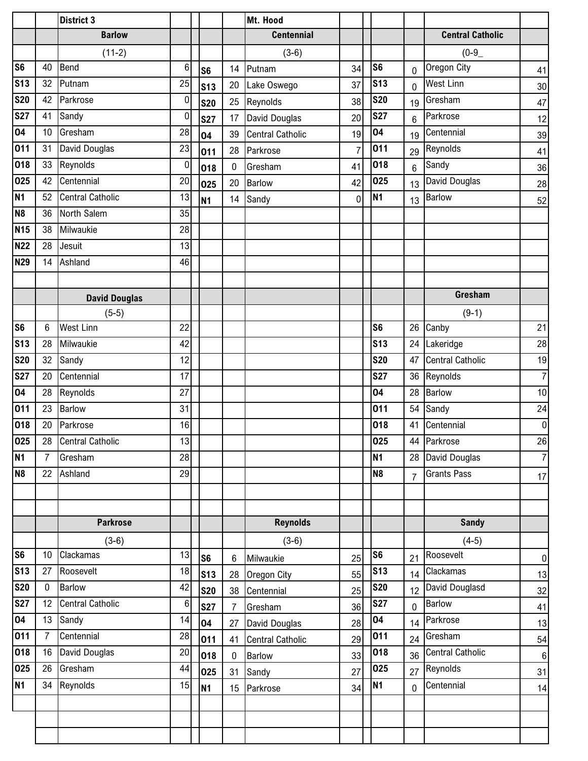## District 3

### Mt. Hood

### Barlow

(11-2)

| Date | Score | Opponent | Opp. Score |
|---|---|---|---|
| S6 | 40 | Bend | 6 |
| S13 | 32 | Putnam | 25 |
| S20 | 42 | Parkrose | 0 |
| S27 | 41 | Sandy | 0 |
| O4 | 10 | Gresham | 28 |
| O11 | 31 | David Douglas | 23 |
| O18 | 33 | Reynolds | 0 |
| O25 | 42 | Centennial | 20 |
| N1 | 52 | Central Catholic | 13 |
| N8 | 36 | North Salem | 35 |
| N15 | 38 | Milwaukie | 28 |
| N22 | 28 | Jesuit | 13 |
| N29 | 14 | Ashland | 46 |

### Centennial

(3-6)

| Date | Score | Opponent | Opp. Score |
|---|---|---|---|
| S6 | 14 | Putnam | 34 |
| S13 | 20 | Lake Oswego | 37 |
| S20 | 25 | Reynolds | 38 |
| S27 | 17 | David Douglas | 20 |
| O4 | 39 | Central Catholic | 19 |
| O11 | 28 | Parkrose | 7 |
| O18 | 0 | Gresham | 41 |
| O25 | 20 | Barlow | 42 |
| N1 | 14 | Sandy | 0 |

### Central Catholic

(0-9_

| Date | Score | Opponent | Opp. Score |
|---|---|---|---|
| S6 | 0 | Oregon City | 41 |
| S13 | 0 | West Linn | 30 |
| S20 | 19 | Gresham | 47 |
| S27 | 6 | Parkrose | 12 |
| O4 | 19 | Centennial | 39 |
| O11 | 29 | Reynolds | 41 |
| O18 | 6 | Sandy | 36 |
| O25 | 13 | David Douglas | 28 |
| N1 | 13 | Barlow | 52 |

### David Douglas

(5-5)

| Date | Score | Opponent | Opp. Score |
|---|---|---|---|
| S6 | 6 | West Linn | 22 |
| S13 | 28 | Milwaukie | 42 |
| S20 | 32 | Sandy | 12 |
| S27 | 20 | Centennial | 17 |
| O4 | 28 | Reynolds | 27 |
| O11 | 23 | Barlow | 31 |
| O18 | 20 | Parkrose | 16 |
| O25 | 28 | Central Catholic | 13 |
| N1 | 7 | Gresham | 28 |
| N8 | 22 | Ashland | 29 |

### Gresham

(9-1)

| Date | Score | Opponent | Opp. Score |
|---|---|---|---|
| S6 | 26 | Canby | 21 |
| S13 | 24 | Lakeridge | 28 |
| S20 | 47 | Central Catholic | 19 |
| S27 | 36 | Reynolds | 7 |
| O4 | 28 | Barlow | 10 |
| O11 | 54 | Sandy | 24 |
| O18 | 41 | Centennial | 0 |
| O25 | 44 | Parkrose | 26 |
| N1 | 28 | David Douglas | 7 |
| N8 | 7 | Grants Pass | 17 |

### Parkrose

(3-6)

| Date | Score | Opponent | Opp. Score |
|---|---|---|---|
| S6 | 10 | Clackamas | 13 |
| S13 | 27 | Roosevelt | 18 |
| S20 | 0 | Barlow | 42 |
| S27 | 12 | Central Catholic | 6 |
| O4 | 13 | Sandy | 14 |
| O11 | 7 | Centennial | 28 |
| O18 | 16 | David Douglas | 20 |
| O25 | 26 | Gresham | 44 |
| N1 | 34 | Reynolds | 15 |

### Reynolds

(3-6)

| Date | Score | Opponent | Opp. Score |
|---|---|---|---|
| S6 | 6 | Milwaukie | 25 |
| S13 | 28 | Oregon City | 55 |
| S20 | 38 | Centennial | 25 |
| S27 | 7 | Gresham | 36 |
| O4 | 27 | David Douglas | 28 |
| O11 | 41 | Central Catholic | 29 |
| O18 | 0 | Barlow | 33 |
| O25 | 31 | Sandy | 27 |
| N1 | 15 | Parkrose | 34 |

### Sandy

(4-5)

| Date | Score | Opponent | Opp. Score |
|---|---|---|---|
| S6 | 21 | Roosevelt | 0 |
| S13 | 14 | Clackamas | 13 |
| S20 | 12 | David Douglasd | 32 |
| S27 | 0 | Barlow | 41 |
| O4 | 14 | Parkrose | 13 |
| O11 | 24 | Gresham | 54 |
| O18 | 36 | Central Catholic | 6 |
| O25 | 27 | Reynolds | 31 |
| N1 | 0 | Centennial | 14 |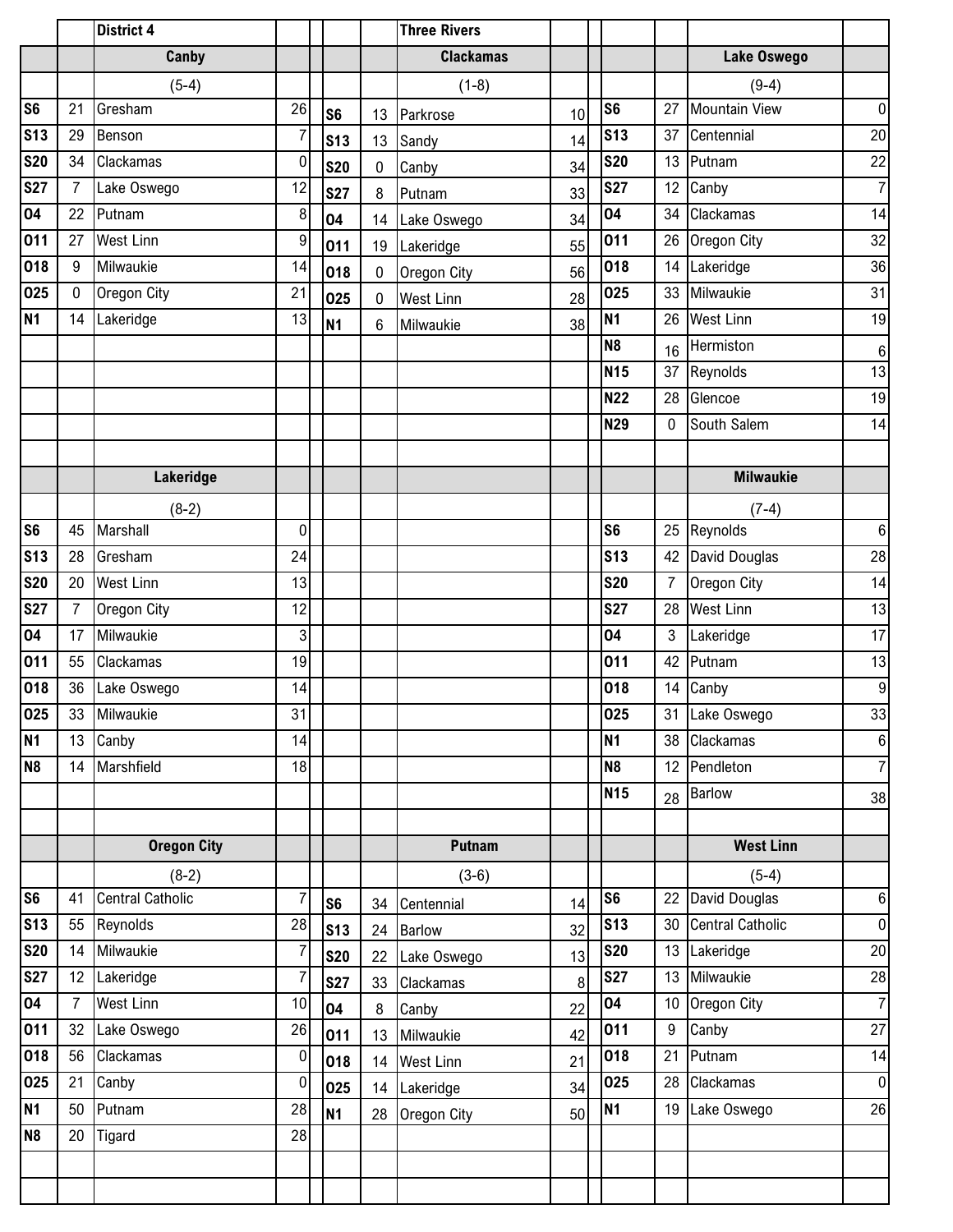## District 4 — Three Rivers

### Canby

(5-4)

| Date | Score | Opponent | Opp |
|---|---|---|---|
| S6 | 21 | Gresham | 26 |
| S13 | 29 | Benson | 7 |
| S20 | 34 | Clackamas | 0 |
| S27 | 7 | Lake Oswego | 12 |
| O4 | 22 | Putnam | 8 |
| O11 | 27 | West Linn | 9 |
| O18 | 9 | Milwaukie | 14 |
| O25 | 0 | Oregon City | 21 |
| N1 | 14 | Lakeridge | 13 |

### Clackamas

(1-8)

| Date | Score | Opponent | Opp |
|---|---|---|---|
| S6 | 13 | Parkrose | 10 |
| S13 | 13 | Sandy | 14 |
| S20 | 0 | Canby | 34 |
| S27 | 8 | Putnam | 33 |
| O4 | 14 | Lake Oswego | 34 |
| O11 | 19 | Lakeridge | 55 |
| O18 | 0 | Oregon City | 56 |
| O25 | 0 | West Linn | 28 |
| N1 | 6 | Milwaukie | 38 |

### Lake Oswego

(9-4)

| Date | Score | Opponent | Opp |
|---|---|---|---|
| S6 | 27 | Mountain View | 0 |
| S13 | 37 | Centennial | 20 |
| S20 | 13 | Putnam | 22 |
| S27 | 12 | Canby | 7 |
| O4 | 34 | Clackamas | 14 |
| O11 | 26 | Oregon City | 32 |
| O18 | 14 | Lakeridge | 36 |
| O25 | 33 | Milwaukie | 31 |
| N1 | 26 | West Linn | 19 |
| N8 | 16 | Hermiston | 6 |
| N15 | 37 | Reynolds | 13 |
| N22 | 28 | Glencoe | 19 |
| N29 | 0 | South Salem | 14 |

### Lakeridge

(8-2)

| Date | Score | Opponent | Opp |
|---|---|---|---|
| S6 | 45 | Marshall | 0 |
| S13 | 28 | Gresham | 24 |
| S20 | 20 | West Linn | 13 |
| S27 | 7 | Oregon City | 12 |
| O4 | 17 | Milwaukie | 3 |
| O11 | 55 | Clackamas | 19 |
| O18 | 36 | Lake Oswego | 14 |
| O25 | 33 | Milwaukie | 31 |
| N1 | 13 | Canby | 14 |
| N8 | 14 | Marshfield | 18 |

### Milwaukie

(7-4)

| Date | Score | Opponent | Opp |
|---|---|---|---|
| S6 | 25 | Reynolds | 6 |
| S13 | 42 | David Douglas | 28 |
| S20 | 7 | Oregon City | 14 |
| S27 | 28 | West Linn | 13 |
| O4 | 3 | Lakeridge | 17 |
| O11 | 42 | Putnam | 13 |
| O18 | 14 | Canby | 9 |
| O25 | 31 | Lake Oswego | 33 |
| N1 | 38 | Clackamas | 6 |
| N8 | 12 | Pendleton | 7 |
| N15 | 28 | Barlow | 38 |

### Oregon City

(8-2)

| Date | Score | Opponent | Opp |
|---|---|---|---|
| S6 | 41 | Central Catholic | 7 |
| S13 | 55 | Reynolds | 28 |
| S20 | 14 | Milwaukie | 7 |
| S27 | 12 | Lakeridge | 7 |
| O4 | 7 | West Linn | 10 |
| O11 | 32 | Lake Oswego | 26 |
| O18 | 56 | Clackamas | 0 |
| O25 | 21 | Canby | 0 |
| N1 | 50 | Putnam | 28 |
| N8 | 20 | Tigard | 28 |

### Putnam

(3-6)

| Date | Score | Opponent | Opp |
|---|---|---|---|
| S6 | 34 | Centennial | 14 |
| S13 | 24 | Barlow | 32 |
| S20 | 22 | Lake Oswego | 13 |
| S27 | 33 | Clackamas | 8 |
| O4 | 8 | Canby | 22 |
| O11 | 13 | Milwaukie | 42 |
| O18 | 14 | West Linn | 21 |
| O25 | 14 | Lakeridge | 34 |
| N1 | 28 | Oregon City | 50 |

### West Linn

(5-4)

| Date | Score | Opponent | Opp |
|---|---|---|---|
| S6 | 22 | David Douglas | 6 |
| S13 | 30 | Central Catholic | 0 |
| S20 | 13 | Lakeridge | 20 |
| S27 | 13 | Milwaukie | 28 |
| O4 | 10 | Oregon City | 7 |
| O11 | 9 | Canby | 27 |
| O18 | 21 | Putnam | 14 |
| O25 | 28 | Clackamas | 0 |
| N1 | 19 | Lake Oswego | 26 |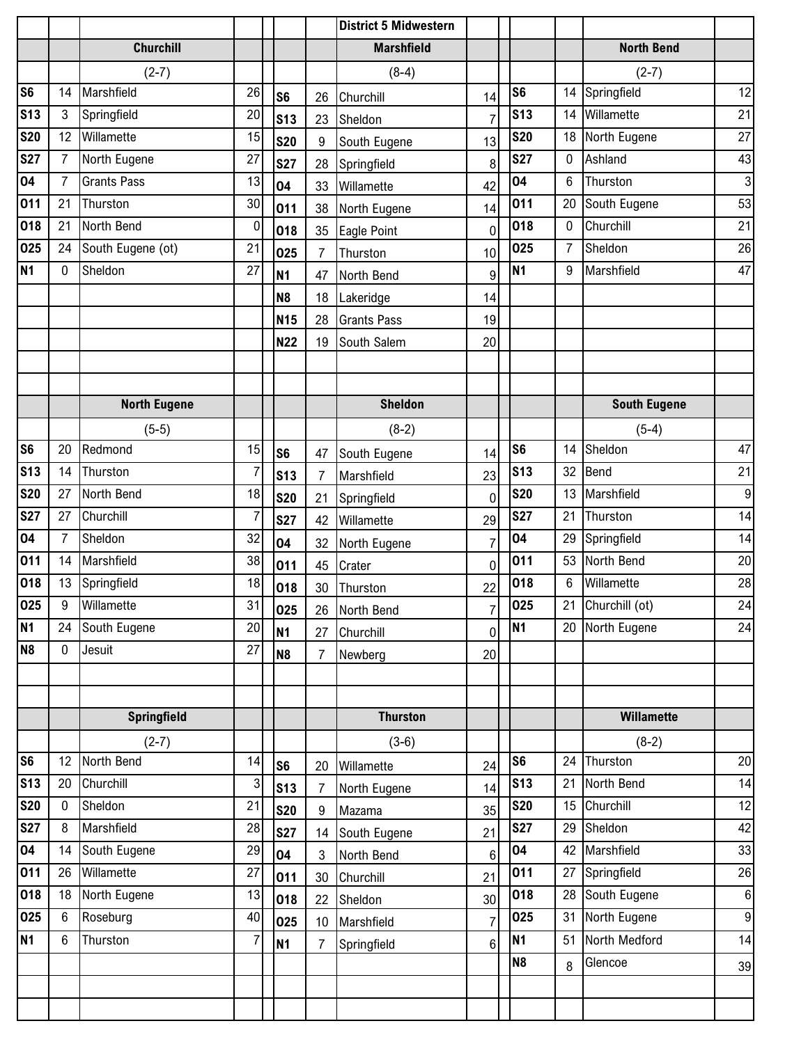## District 5 Midwestern

### Churchill

(2-7)

| Date | Score | Opponent | Opp |
| --- | --- | --- | --- |
| S6 | 14 | Marshfield | 26 |
| S13 | 3 | Springfield | 20 |
| S20 | 12 | Willamette | 15 |
| S27 | 7 | North Eugene | 27 |
| O4 | 7 | Grants Pass | 13 |
| O11 | 21 | Thurston | 30 |
| O18 | 21 | North Bend | 0 |
| O25 | 24 | South Eugene (ot) | 21 |
| N1 | 0 | Sheldon | 27 |

### Marshfield

(8-4)

| Date | Score | Opponent | Opp |
| --- | --- | --- | --- |
| S6 | 26 | Churchill | 14 |
| S13 | 23 | Sheldon | 7 |
| S20 | 9 | South Eugene | 13 |
| S27 | 28 | Springfield | 8 |
| O4 | 33 | Willamette | 42 |
| O11 | 38 | North Eugene | 14 |
| O18 | 35 | Eagle Point | 0 |
| O25 | 7 | Thurston | 10 |
| N1 | 47 | North Bend | 9 |
| N8 | 18 | Lakeridge | 14 |
| N15 | 28 | Grants Pass | 19 |
| N22 | 19 | South Salem | 20 |

### North Bend

(2-7)

| Date | Score | Opponent | Opp |
| --- | --- | --- | --- |
| S6 | 14 | Springfield | 12 |
| S13 | 14 | Willamette | 21 |
| S20 | 18 | North Eugene | 27 |
| S27 | 0 | Ashland | 43 |
| O4 | 6 | Thurston | 3 |
| O11 | 20 | South Eugene | 53 |
| O18 | 0 | Churchill | 21 |
| O25 | 7 | Sheldon | 26 |
| N1 | 9 | Marshfield | 47 |

### North Eugene

(5-5)

| Date | Score | Opponent | Opp |
| --- | --- | --- | --- |
| S6 | 20 | Redmond | 15 |
| S13 | 14 | Thurston | 7 |
| S20 | 27 | North Bend | 18 |
| S27 | 27 | Churchill | 7 |
| O4 | 7 | Sheldon | 32 |
| O11 | 14 | Marshfield | 38 |
| O18 | 13 | Springfield | 18 |
| O25 | 9 | Willamette | 31 |
| N1 | 24 | South Eugene | 20 |
| N8 | 0 | Jesuit | 27 |

### Sheldon

(8-2)

| Date | Score | Opponent | Opp |
| --- | --- | --- | --- |
| S6 | 47 | South Eugene | 14 |
| S13 | 7 | Marshfield | 23 |
| S20 | 21 | Springfield | 0 |
| S27 | 42 | Willamette | 29 |
| O4 | 32 | North Eugene | 7 |
| O11 | 45 | Crater | 0 |
| O18 | 30 | Thurston | 22 |
| O25 | 26 | North Bend | 7 |
| N1 | 27 | Churchill | 0 |
| N8 | 7 | Newberg | 20 |

### South Eugene

(5-4)

| Date | Score | Opponent | Opp |
| --- | --- | --- | --- |
| S6 | 14 | Sheldon | 47 |
| S13 | 32 | Bend | 21 |
| S20 | 13 | Marshfield | 9 |
| S27 | 21 | Thurston | 14 |
| O4 | 29 | Springfield | 14 |
| O11 | 53 | North Bend | 20 |
| O18 | 6 | Willamette | 28 |
| O25 | 21 | Churchill (ot) | 24 |
| N1 | 20 | North Eugene | 24 |

### Springfield

(2-7)

| Date | Score | Opponent | Opp |
| --- | --- | --- | --- |
| S6 | 12 | North Bend | 14 |
| S13 | 20 | Churchill | 3 |
| S20 | 0 | Sheldon | 21 |
| S27 | 8 | Marshfield | 28 |
| O4 | 14 | South Eugene | 29 |
| O11 | 26 | Willamette | 27 |
| O18 | 18 | North Eugene | 13 |
| O25 | 6 | Roseburg | 40 |
| N1 | 6 | Thurston | 7 |

### Thurston

(3-6)

| Date | Score | Opponent | Opp |
| --- | --- | --- | --- |
| S6 | 20 | Willamette | 24 |
| S13 | 7 | North Eugene | 14 |
| S20 | 9 | Mazama | 35 |
| S27 | 14 | South Eugene | 21 |
| O4 | 3 | North Bend | 6 |
| O11 | 30 | Churchill | 21 |
| O18 | 22 | Sheldon | 30 |
| O25 | 10 | Marshfield | 7 |
| N1 | 7 | Springfield | 6 |

### Willamette

(8-2)

| Date | Score | Opponent | Opp |
| --- | --- | --- | --- |
| S6 | 24 | Thurston | 20 |
| S13 | 21 | North Bend | 14 |
| S20 | 15 | Churchill | 12 |
| S27 | 29 | Sheldon | 42 |
| O4 | 42 | Marshfield | 33 |
| O11 | 27 | Springfield | 26 |
| O18 | 28 | South Eugene | 6 |
| O25 | 31 | North Eugene | 9 |
| N1 | 51 | North Medford | 14 |
| N8 | 8 | Glencoe | 39 |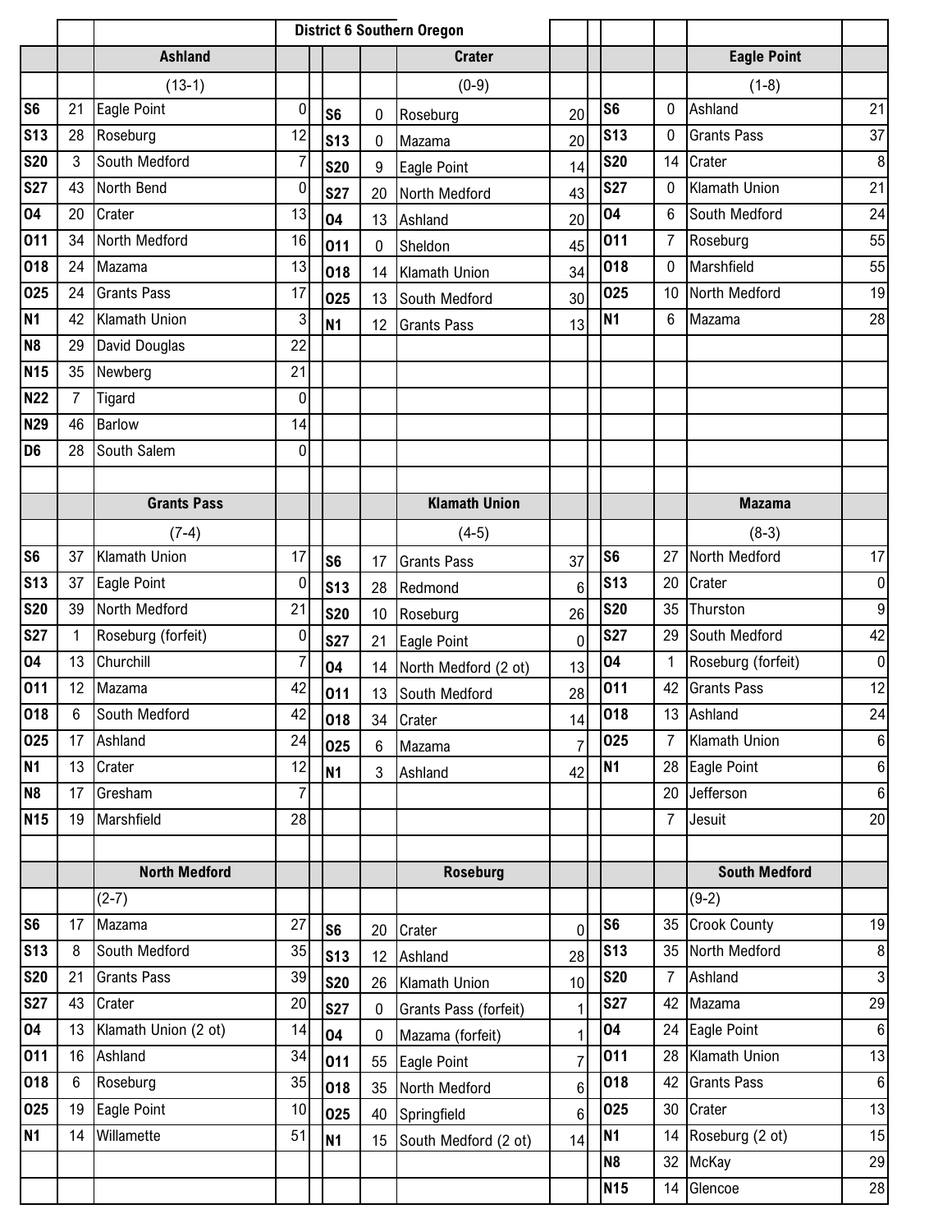# District 6 Southern Oregon

### Ashland (13-1)

| Date | Score | Opponent | Opp |
|---|---|---|---|
| S6 | 21 | Eagle Point | 0 |
| S13 | 28 | Roseburg | 12 |
| S20 | 3 | South Medford | 7 |
| S27 | 43 | North Bend | 0 |
| O4 | 20 | Crater | 13 |
| O11 | 34 | North Medford | 16 |
| O18 | 24 | Mazama | 13 |
| O25 | 24 | Grants Pass | 17 |
| N1 | 42 | Klamath Union | 3 |
| N8 | 29 | David Douglas | 22 |
| N15 | 35 | Newberg | 21 |
| N22 | 7 | Tigard | 0 |
| N29 | 46 | Barlow | 14 |
| D6 | 28 | South Salem | 0 |

### Crater (0-9)

| Date | Score | Opponent | Opp |
|---|---|---|---|
| S6 | 0 | Roseburg | 20 |
| S13 | 0 | Mazama | 20 |
| S20 | 9 | Eagle Point | 14 |
| S27 | 20 | North Medford | 43 |
| O4 | 13 | Ashland | 20 |
| O11 | 0 | Sheldon | 45 |
| O18 | 14 | Klamath Union | 34 |
| O25 | 13 | South Medford | 30 |
| N1 | 12 | Grants Pass | 13 |

### Eagle Point (1-8)

| Date | Score | Opponent | Opp |
|---|---|---|---|
| S6 | 0 | Ashland | 21 |
| S13 | 0 | Grants Pass | 37 |
| S20 | 14 | Crater | 8 |
| S27 | 0 | Klamath Union | 21 |
| O4 | 6 | South Medford | 24 |
| O11 | 7 | Roseburg | 55 |
| O18 | 0 | Marshfield | 55 |
| O25 | 10 | North Medford | 19 |
| N1 | 6 | Mazama | 28 |

### Grants Pass (7-4)

| Date | Score | Opponent | Opp |
|---|---|---|---|
| S6 | 37 | Klamath Union | 17 |
| S13 | 37 | Eagle Point | 0 |
| S20 | 39 | North Medford | 21 |
| S27 | 1 | Roseburg (forfeit) | 0 |
| O4 | 13 | Churchill | 7 |
| O11 | 12 | Mazama | 42 |
| O18 | 6 | South Medford | 42 |
| O25 | 17 | Ashland | 24 |
| N1 | 13 | Crater | 12 |
| N8 | 17 | Gresham | 7 |
| N15 | 19 | Marshfield | 28 |

### Klamath Union (4-5)

| Date | Score | Opponent | Opp |
|---|---|---|---|
| S6 | 17 | Grants Pass | 37 |
| S13 | 28 | Redmond | 6 |
| S20 | 10 | Roseburg | 26 |
| S27 | 21 | Eagle Point | 0 |
| O4 | 14 | North Medford (2 ot) | 13 |
| O11 | 13 | South Medford | 28 |
| O18 | 34 | Crater | 14 |
| O25 | 6 | Mazama | 7 |
| N1 | 3 | Ashland | 42 |

### Mazama (8-3)

| Date | Score | Opponent | Opp |
|---|---|---|---|
| S6 | 27 | North Medford | 17 |
| S13 | 20 | Crater | 0 |
| S20 | 35 | Thurston | 9 |
| S27 | 29 | South Medford | 42 |
| O4 | 1 | Roseburg (forfeit) | 0 |
| O11 | 42 | Grants Pass | 12 |
| O18 | 13 | Ashland | 24 |
| O25 | 7 | Klamath Union | 6 |
| N1 | 28 | Eagle Point | 6 |
| | 20 | Jefferson | 6 |
| | 7 | Jesuit | 20 |

### North Medford (2-7)

| Date | Score | Opponent | Opp |
|---|---|---|---|
| S6 | 17 | Mazama | 27 |
| S13 | 8 | South Medford | 35 |
| S20 | 21 | Grants Pass | 39 |
| S27 | 43 | Crater | 20 |
| O4 | 13 | Klamath Union (2 ot) | 14 |
| O11 | 16 | Ashland | 34 |
| O18 | 6 | Roseburg | 35 |
| O25 | 19 | Eagle Point | 10 |
| N1 | 14 | Willamette | 51 |

### Roseburg

| Date | Score | Opponent | Opp |
|---|---|---|---|
| S6 | 20 | Crater | 0 |
| S13 | 12 | Ashland | 28 |
| S20 | 26 | Klamath Union | 10 |
| S27 | 0 | Grants Pass (forfeit) | 1 |
| O4 | 0 | Mazama (forfeit) | 1 |
| O11 | 55 | Eagle Point | 7 |
| O18 | 35 | North Medford | 6 |
| O25 | 40 | Springfield | 6 |
| N1 | 15 | South Medford (2 ot) | 14 |

### South Medford (9-2)

| Date | Score | Opponent | Opp |
|---|---|---|---|
| S6 | 35 | Crook County | 19 |
| S13 | 35 | North Medford | 8 |
| S20 | 7 | Ashland | 3 |
| S27 | 42 | Mazama | 29 |
| O4 | 24 | Eagle Point | 6 |
| O11 | 28 | Klamath Union | 13 |
| O18 | 42 | Grants Pass | 6 |
| O25 | 30 | Crater | 13 |
| N1 | 14 | Roseburg (2 ot) | 15 |
| N8 | 32 | McKay | 29 |
| N15 | 14 | Glencoe | 28 |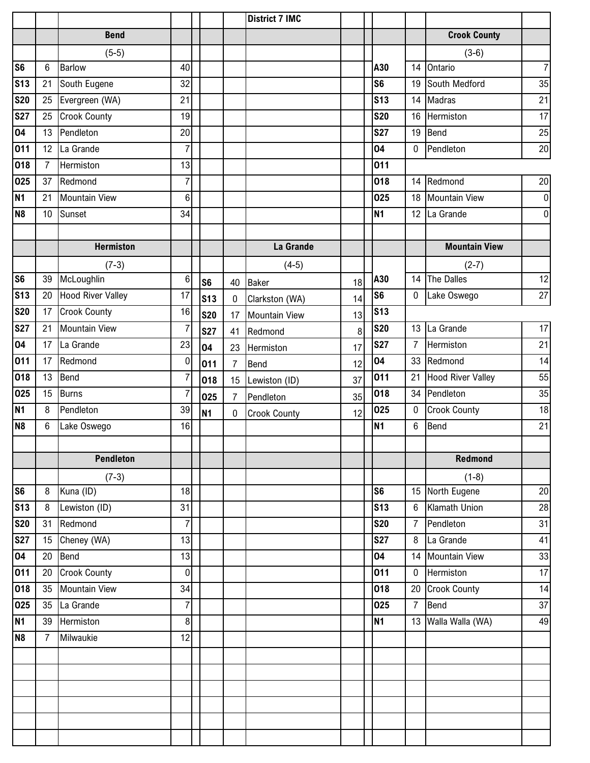# District 7 IMC

## Bend

(5-5)

| Date | Score | Opponent | Opp. Score |
|---|---|---|---|
| S6 | 6 | Barlow | 40 |
| S13 | 21 | South Eugene | 32 |
| S20 | 25 | Evergreen (WA) | 21 |
| S27 | 25 | Crook County | 19 |
| O4 | 13 | Pendleton | 20 |
| O11 | 12 | La Grande | 7 |
| O18 | 7 | Hermiston | 13 |
| O25 | 37 | Redmond | 7 |
| N1 | 21 | Mountain View | 6 |
| N8 | 10 | Sunset | 34 |

## Crook County

(3-6)

| Date | Score | Opponent | Opp. Score |
|---|---|---|---|
| A30 | 14 | Ontario | 7 |
| S6 | 19 | South Medford | 35 |
| S13 | 14 | Madras | 21 |
| S20 | 16 | Hermiston | 17 |
| S27 | 19 | Bend | 25 |
| O4 | 0 | Pendleton | 20 |
| O11 | | | |
| O18 | 14 | Redmond | 20 |
| O25 | 18 | Mountain View | 0 |
| N1 | 12 | La Grande | 0 |

## Hermiston

(7-3)

| Date | Score | Opponent | Opp. Score |
|---|---|---|---|
| S6 | 39 | McLoughlin | 6 |
| S13 | 20 | Hood River Valley | 17 |
| S20 | 17 | Crook County | 16 |
| S27 | 21 | Mountain View | 7 |
| O4 | 17 | La Grande | 23 |
| O11 | 17 | Redmond | 0 |
| O18 | 13 | Bend | 7 |
| O25 | 15 | Burns | 7 |
| N1 | 8 | Pendleton | 39 |
| N8 | 6 | Lake Oswego | 16 |

## La Grande

(4-5)

| Date | Score | Opponent | Opp. Score |
|---|---|---|---|
| S6 | 40 | Baker | 18 |
| S13 | 0 | Clarkston (WA) | 14 |
| S20 | 17 | Mountain View | 13 |
| S27 | 41 | Redmond | 8 |
| O4 | 23 | Hermiston | 17 |
| O11 | 7 | Bend | 12 |
| O18 | 15 | Lewiston (ID) | 37 |
| O25 | 7 | Pendleton | 35 |
| N1 | 0 | Crook County | 12 |

## Mountain View

(2-7)

| Date | Score | Opponent | Opp. Score |
|---|---|---|---|
| A30 | 14 | The Dalles | 12 |
| S6 | 0 | Lake Oswego | 27 |
| S13 | | | |
| S20 | 13 | La Grande | 17 |
| S27 | 7 | Hermiston | 21 |
| O4 | 33 | Redmond | 14 |
| O11 | 21 | Hood River Valley | 55 |
| O18 | 34 | Pendleton | 35 |
| O25 | 0 | Crook County | 18 |
| N1 | 6 | Bend | 21 |

## Pendleton

(7-3)

| Date | Score | Opponent | Opp. Score |
|---|---|---|---|
| S6 | 8 | Kuna (ID) | 18 |
| S13 | 8 | Lewiston (ID) | 31 |
| S20 | 31 | Redmond | 7 |
| S27 | 15 | Cheney (WA) | 13 |
| O4 | 20 | Bend | 13 |
| O11 | 20 | Crook County | 0 |
| O18 | 35 | Mountain View | 34 |
| O25 | 35 | La Grande | 7 |
| N1 | 39 | Hermiston | 8 |
| N8 | 7 | Milwaukie | 12 |

## Redmond

(1-8)

| Date | Score | Opponent | Opp. Score |
|---|---|---|---|
| S6 | 15 | North Eugene | 20 |
| S13 | 6 | Klamath Union | 28 |
| S20 | 7 | Pendleton | 31 |
| S27 | 8 | La Grande | 41 |
| O4 | 14 | Mountain View | 33 |
| O11 | 0 | Hermiston | 17 |
| O18 | 20 | Crook County | 14 |
| O25 | 7 | Bend | 37 |
| N1 | 13 | Walla Walla (WA) | 49 |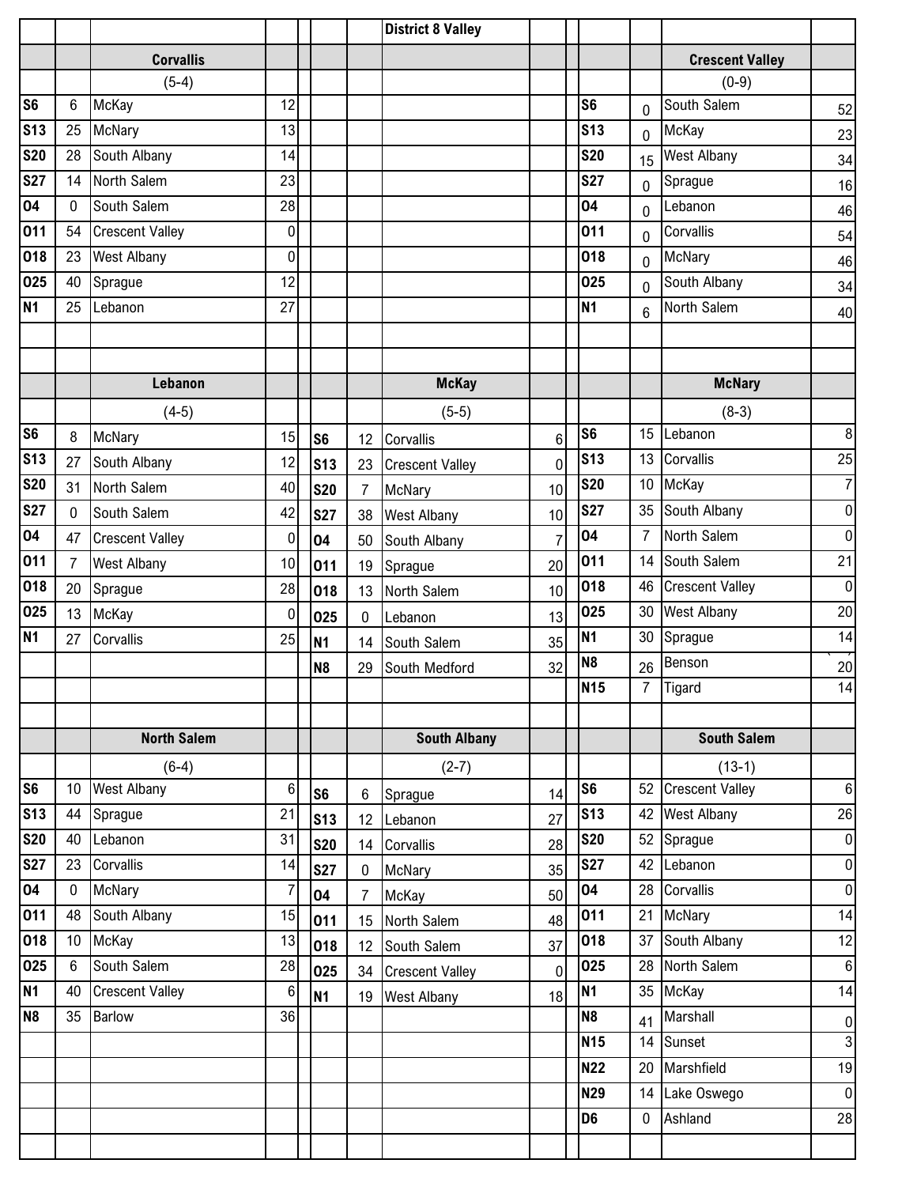## District 8 Valley

### Corvallis

(5-4)

| Date | Score | Opponent | Opp |
|---|---|---|---|
| S6 | 6 | McKay | 12 |
| S13 | 25 | McNary | 13 |
| S20 | 28 | South Albany | 14 |
| S27 | 14 | North Salem | 23 |
| O4 | 0 | South Salem | 28 |
| O11 | 54 | Crescent Valley | 0 |
| O18 | 23 | West Albany | 0 |
| O25 | 40 | Sprague | 12 |
| N1 | 25 | Lebanon | 27 |

### Crescent Valley

(0-9)

| Date | Score | Opponent | Opp |
|---|---|---|---|
| S6 | 0 | South Salem | 52 |
| S13 | 0 | McKay | 23 |
| S20 | 15 | West Albany | 34 |
| S27 | 0 | Sprague | 16 |
| O4 | 0 | Lebanon | 46 |
| O11 | 0 | Corvallis | 54 |
| O18 | 0 | McNary | 46 |
| O25 | 0 | South Albany | 34 |
| N1 | 6 | North Salem | 40 |

### Lebanon

(4-5)

| Date | Score | Opponent | Opp |
|---|---|---|---|
| S6 | 8 | McNary | 15 |
| S13 | 27 | South Albany | 12 |
| S20 | 31 | North Salem | 40 |
| S27 | 0 | South Salem | 42 |
| O4 | 47 | Crescent Valley | 0 |
| O11 | 7 | West Albany | 10 |
| O18 | 20 | Sprague | 28 |
| O25 | 13 | McKay | 0 |
| N1 | 27 | Corvallis | 25 |

### McKay

(5-5)

| Date | Score | Opponent | Opp |
|---|---|---|---|
| S6 | 12 | Corvallis | 6 |
| S13 | 23 | Crescent Valley | 0 |
| S20 | 7 | McNary | 10 |
| S27 | 38 | West Albany | 10 |
| O4 | 50 | South Albany | 7 |
| O11 | 19 | Sprague | 20 |
| O18 | 13 | North Salem | 10 |
| O25 | 0 | Lebanon | 13 |
| N1 | 14 | South Salem | 35 |
| N8 | 29 | South Medford | 32 |

### McNary

(8-3)

| Date | Score | Opponent | Opp |
|---|---|---|---|
| S6 | 15 | Lebanon | 8 |
| S13 | 13 | Corvallis | 25 |
| S20 | 10 | McKay | 7 |
| S27 | 35 | South Albany | 0 |
| O4 | 7 | North Salem | 0 |
| O11 | 14 | South Salem | 21 |
| O18 | 46 | Crescent Valley | 0 |
| O25 | 30 | West Albany | 20 |
| N1 | 30 | Sprague | 14 |
| N8 | 26 | Benson | 20 |
| N15 | 7 | Tigard | 14 |

### North Salem

(6-4)

| Date | Score | Opponent | Opp |
|---|---|---|---|
| S6 | 10 | West Albany | 6 |
| S13 | 44 | Sprague | 21 |
| S20 | 40 | Lebanon | 31 |
| S27 | 23 | Corvallis | 14 |
| O4 | 0 | McNary | 7 |
| O11 | 48 | South Albany | 15 |
| O18 | 10 | McKay | 13 |
| O25 | 6 | South Salem | 28 |
| N1 | 40 | Crescent Valley | 6 |
| N8 | 35 | Barlow | 36 |

### South Albany

(2-7)

| Date | Score | Opponent | Opp |
|---|---|---|---|
| S6 | 6 | Sprague | 14 |
| S13 | 12 | Lebanon | 27 |
| S20 | 14 | Corvallis | 28 |
| S27 | 0 | McNary | 35 |
| O4 | 7 | McKay | 50 |
| O11 | 15 | North Salem | 48 |
| O18 | 12 | South Salem | 37 |
| O25 | 34 | Crescent Valley | 0 |
| N1 | 19 | West Albany | 18 |

### South Salem

(13-1)

| Date | Score | Opponent | Opp |
|---|---|---|---|
| S6 | 52 | Crescent Valley | 6 |
| S13 | 42 | West Albany | 26 |
| S20 | 52 | Sprague | 0 |
| S27 | 42 | Lebanon | 0 |
| O4 | 28 | Corvallis | 0 |
| O11 | 21 | McNary | 14 |
| O18 | 37 | South Albany | 12 |
| O25 | 28 | North Salem | 6 |
| N1 | 35 | McKay | 14 |
| N8 | 41 | Marshall | 0 |
| N15 | 14 | Sunset | 3 |
| N22 | 20 | Marshfield | 19 |
| N29 | 14 | Lake Oswego | 0 |
| D6 | 0 | Ashland | 28 |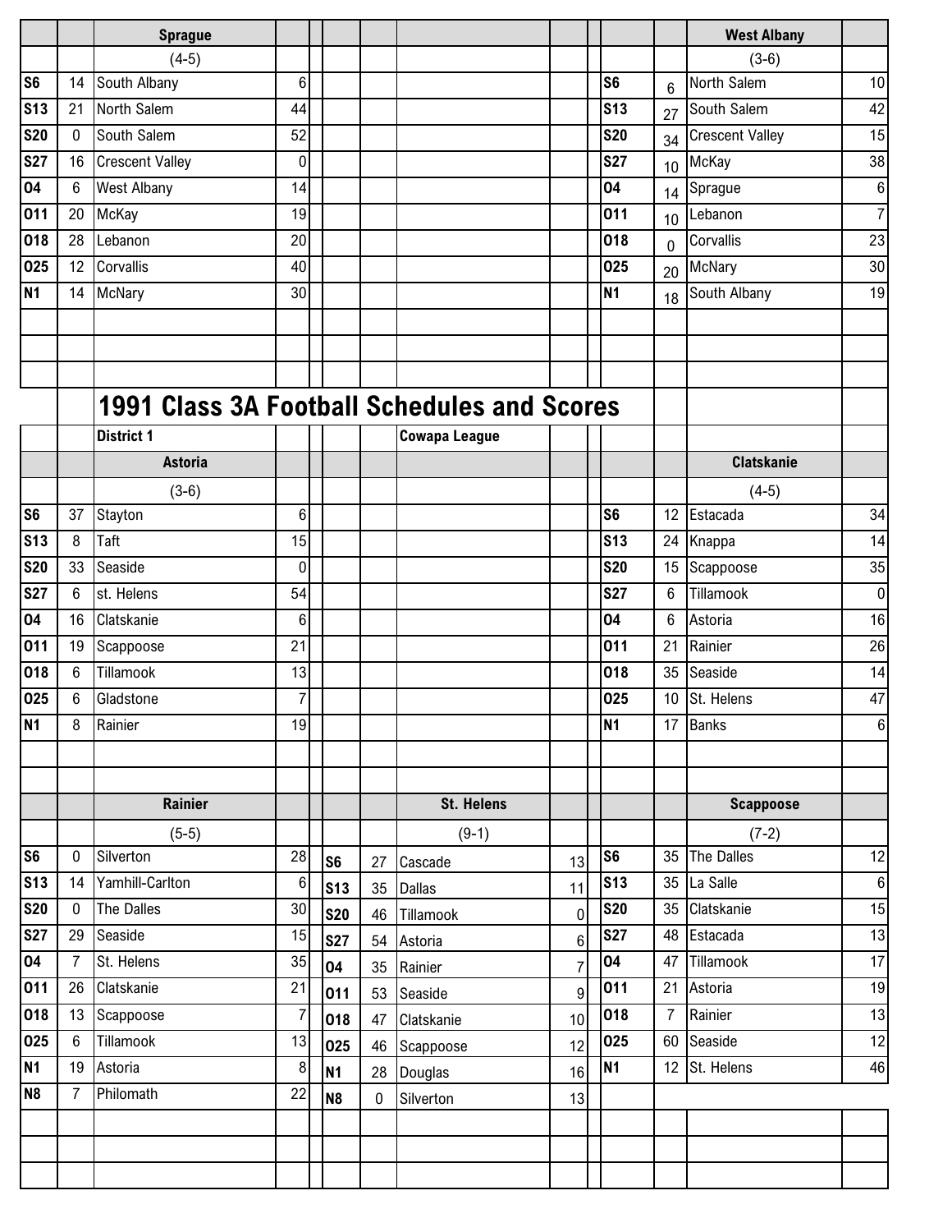### Sprague

(4-5)

| Date | Score | Opponent | Score |
|---|---|---|---|
| S6 | 14 | South Albany | 6 |
| S13 | 21 | North Salem | 44 |
| S20 | 0 | South Salem | 52 |
| S27 | 16 | Crescent Valley | 0 |
| O4 | 6 | West Albany | 14 |
| O11 | 20 | McKay | 19 |
| O18 | 28 | Lebanon | 20 |
| O25 | 12 | Corvallis | 40 |
| N1 | 14 | McNary | 30 |

### West Albany

(3-6)

| Date | Score | Opponent | Score |
|---|---|---|---|
| S6 | 6 | North Salem | 10 |
| S13 | 27 | South Salem | 42 |
| S20 | 34 | Crescent Valley | 15 |
| S27 | 10 | McKay | 38 |
| O4 | 14 | Sprague | 6 |
| O11 | 10 | Lebanon | 7 |
| O18 | 0 | Corvallis | 23 |
| O25 | 20 | McNary | 30 |
| N1 | 18 | South Albany | 19 |

# 1991 Class 3A Football Schedules and Scores

**District 1** — **Cowapa League**

### Astoria

(3-6)

| Date | Score | Opponent | Score |
|---|---|---|---|
| S6 | 37 | Stayton | 6 |
| S13 | 8 | Taft | 15 |
| S20 | 33 | Seaside | 0 |
| S27 | 6 | st. Helens | 54 |
| O4 | 16 | Clatskanie | 6 |
| O11 | 19 | Scappoose | 21 |
| O18 | 6 | Tillamook | 13 |
| O25 | 6 | Gladstone | 7 |
| N1 | 8 | Rainier | 19 |

### Clatskanie

(4-5)

| Date | Score | Opponent | Score |
|---|---|---|---|
| S6 | 12 | Estacada | 34 |
| S13 | 24 | Knappa | 14 |
| S20 | 15 | Scappoose | 35 |
| S27 | 6 | Tillamook | 0 |
| O4 | 6 | Astoria | 16 |
| O11 | 21 | Rainier | 26 |
| O18 | 35 | Seaside | 14 |
| O25 | 10 | St. Helens | 47 |
| N1 | 17 | Banks | 6 |

### Rainier

(5-5)

| Date | Score | Opponent | Score |
|---|---|---|---|
| S6 | 0 | Silverton | 28 |
| S13 | 14 | Yamhill-Carlton | 6 |
| S20 | 0 | The Dalles | 30 |
| S27 | 29 | Seaside | 15 |
| O4 | 7 | St. Helens | 35 |
| O11 | 26 | Clatskanie | 21 |
| O18 | 13 | Scappoose | 7 |
| O25 | 6 | Tillamook | 13 |
| N1 | 19 | Astoria | 8 |
| N8 | 7 | Philomath | 22 |

### St. Helens

(9-1)

| Date | Score | Opponent | Score |
|---|---|---|---|
| S6 | 27 | Cascade | 13 |
| S13 | 35 | Dallas | 11 |
| S20 | 46 | Tillamook | 0 |
| S27 | 54 | Astoria | 6 |
| O4 | 35 | Rainier | 7 |
| O11 | 53 | Seaside | 9 |
| O18 | 47 | Clatskanie | 10 |
| O25 | 46 | Scappoose | 12 |
| N1 | 28 | Douglas | 16 |
| N8 | 0 | Silverton | 13 |

### Scappoose

(7-2)

| Date | Score | Opponent | Score |
|---|---|---|---|
| S6 | 35 | The Dalles | 12 |
| S13 | 35 | La Salle | 6 |
| S20 | 35 | Clatskanie | 15 |
| S27 | 48 | Estacada | 13 |
| O4 | 47 | Tillamook | 17 |
| O11 | 21 | Astoria | 19 |
| O18 | 7 | Rainier | 13 |
| O25 | 60 | Seaside | 12 |
| N1 | 12 | St. Helens | 46 |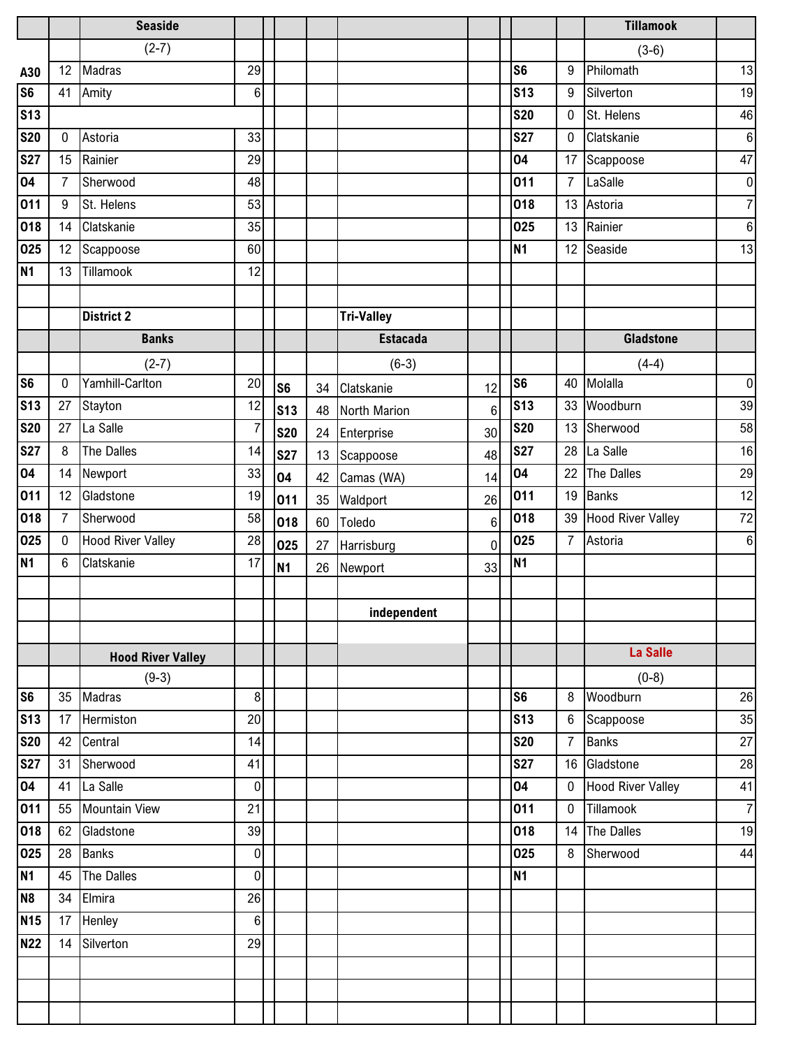| | | Seaside | | | | | | | | | Tillamook | |
|---|---|---|---|---|---|---|---|---|---|---|---|---|
| | | (2-7) | | | | | | | | | (3-6) | |
| A30 | 12 | Madras | 29 | | | | | | | S6 | 9 | Philomath | 13 |
| S6 | 41 | Amity | 6 | | | | | | | S13 | 9 | Silverton | 19 |
| S13 | | | | | | | | | | S20 | 0 | St. Helens | 46 |
| S20 | 0 | Astoria | 33 | | | | | | | S27 | 0 | Clatskanie | 6 |
| S27 | 15 | Rainier | 29 | | | | | | | O4 | 17 | Scappoose | 47 |
| O4 | 7 | Sherwood | 48 | | | | | | | O11 | 7 | LaSalle | 0 |
| O11 | 9 | St. Helens | 53 | | | | | | | O18 | 13 | Astoria | 7 |
| O18 | 14 | Clatskanie | 35 | | | | | | | O25 | 13 | Rainier | 6 |
| O25 | 12 | Scappoose | 60 | | | | | | | N1 | 12 | Seaside | 13 |
| N1 | 13 | Tillamook | 12 | | | | | | | | | | |

| | | District 2 | | | | Tri-Valley | | | | |
|---|---|---|---|---|---|---|---|---|---|---|
| | | Banks | | | | Estacada | | | | Gladstone | |
| | | (2-7) | | | | (6-3) | | | | (4-4) | |
| S6 | 0 | Yamhill-Carlton | 20 | S6 | 34 | Clatskanie | 12 | S6 | 40 | Molalla | 0 |
| S13 | 27 | Stayton | 12 | S13 | 48 | North Marion | 6 | S13 | 33 | Woodburn | 39 |
| S20 | 27 | La Salle | 7 | S20 | 24 | Enterprise | 30 | S20 | 13 | Sherwood | 58 |
| S27 | 8 | The Dalles | 14 | S27 | 13 | Scappoose | 48 | S27 | 28 | La Salle | 16 |
| O4 | 14 | Newport | 33 | O4 | 42 | Camas (WA) | 14 | O4 | 22 | The Dalles | 29 |
| O11 | 12 | Gladstone | 19 | O11 | 35 | Waldport | 26 | O11 | 19 | Banks | 12 |
| O18 | 7 | Sherwood | 58 | O18 | 60 | Toledo | 6 | O18 | 39 | Hood River Valley | 72 |
| O25 | 0 | Hood River Valley | 28 | O25 | 27 | Harrisburg | 0 | O25 | 7 | Astoria | 6 |
| N1 | 6 | Clatskanie | 17 | N1 | 26 | Newport | 33 | N1 | | | |

| | | | | | | independent | | | | |
|---|---|---|---|---|---|---|---|---|---|---|
| | | Hood River Valley | | | | | | | | La Salle | |
| | | (9-3) | | | | | | | | (0-8) | |
| S6 | 35 | Madras | 8 | | | | | S6 | 8 | Woodburn | 26 |
| S13 | 17 | Hermiston | 20 | | | | | S13 | 6 | Scappoose | 35 |
| S20 | 42 | Central | 14 | | | | | S20 | 7 | Banks | 27 |
| S27 | 31 | Sherwood | 41 | | | | | S27 | 16 | Gladstone | 28 |
| O4 | 41 | La Salle | 0 | | | | | O4 | 0 | Hood River Valley | 41 |
| O11 | 55 | Mountain View | 21 | | | | | O11 | 0 | Tillamook | 7 |
| O18 | 62 | Gladstone | 39 | | | | | O18 | 14 | The Dalles | 19 |
| O25 | 28 | Banks | 0 | | | | | O25 | 8 | Sherwood | 44 |
| N1 | 45 | The Dalles | 0 | | | | | N1 | | | |
| N8 | 34 | Elmira | 26 | | | | | | | | |
| N15 | 17 | Henley | 6 | | | | | | | | |
| N22 | 14 | Silverton | 29 | | | | | | | | |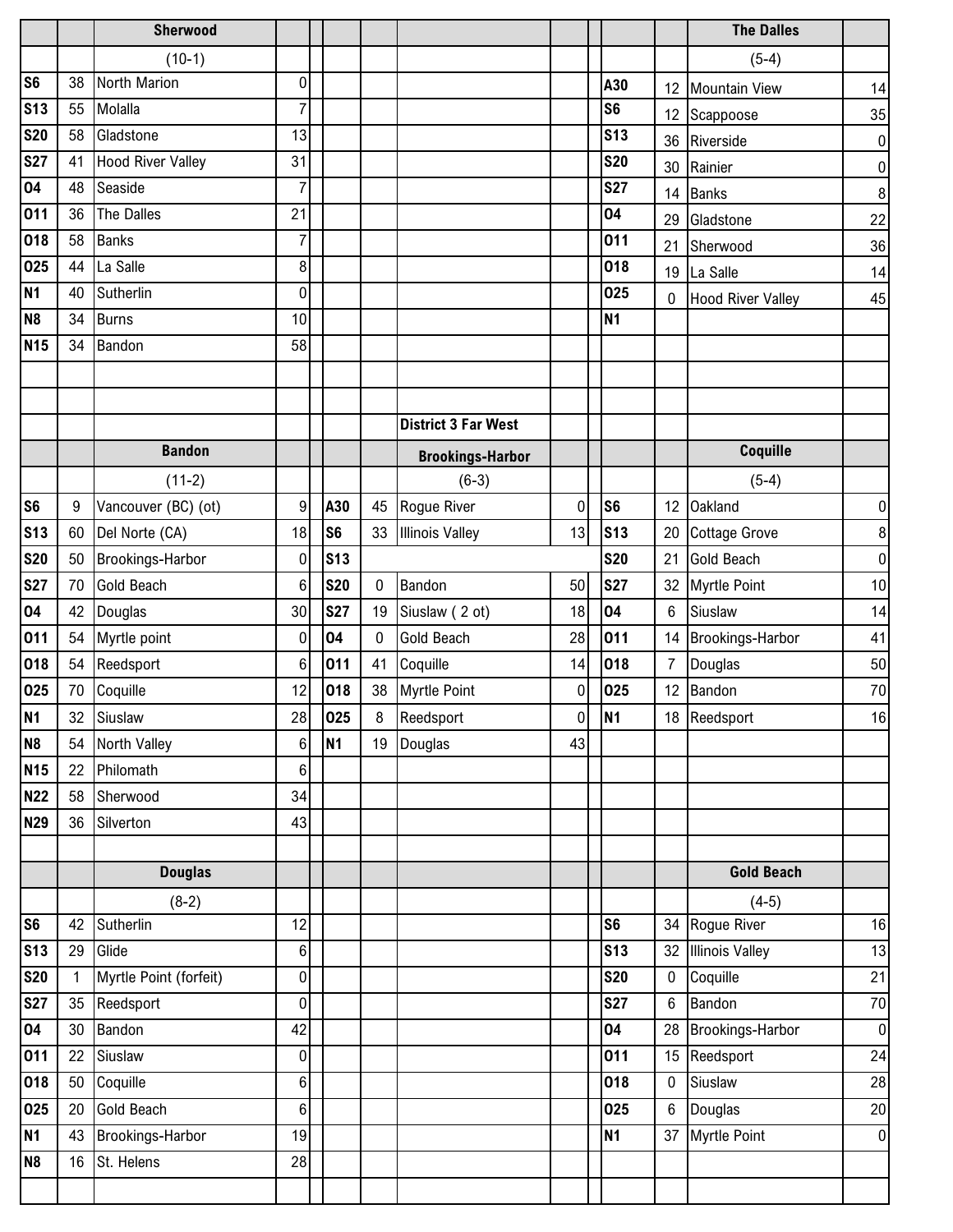## District 3 Far West

### Sherwood

(10-1)

| Date | Score | Opponent | Opp |
|---|---|---|---|
| S6 | 38 | North Marion | 0 |
| S13 | 55 | Molalla | 7 |
| S20 | 58 | Gladstone | 13 |
| S27 | 41 | Hood River Valley | 31 |
| O4 | 48 | Seaside | 7 |
| O11 | 36 | The Dalles | 21 |
| O18 | 58 | Banks | 7 |
| O25 | 44 | La Salle | 8 |
| N1 | 40 | Sutherlin | 0 |
| N8 | 34 | Burns | 10 |
| N15 | 34 | Bandon | 58 |

### The Dalles

(5-4)

| Date | Score | Opponent | Opp |
|---|---|---|---|
| A30 | 12 | Mountain View | 14 |
| S6 | 12 | Scappoose | 35 |
| S13 | 36 | Riverside | 0 |
| S20 | 30 | Rainier | 0 |
| S27 | 14 | Banks | 8 |
| O4 | 29 | Gladstone | 22 |
| O11 | 21 | Sherwood | 36 |
| O18 | 19 | La Salle | 14 |
| O25 | 0 | Hood River Valley | 45 |
| N1 | | | |

### Bandon

(11-2)

| Date | Score | Opponent | Opp |
|---|---|---|---|
| S6 | 9 | Vancouver (BC) (ot) | 9 |
| S13 | 60 | Del Norte (CA) | 18 |
| S20 | 50 | Brookings-Harbor | 0 |
| S27 | 70 | Gold Beach | 6 |
| O4 | 42 | Douglas | 30 |
| O11 | 54 | Myrtle point | 0 |
| O18 | 54 | Reedsport | 6 |
| O25 | 70 | Coquille | 12 |
| N1 | 32 | Siuslaw | 28 |
| N8 | 54 | North Valley | 6 |
| N15 | 22 | Philomath | 6 |
| N22 | 58 | Sherwood | 34 |
| N29 | 36 | Silverton | 43 |

### Brookings-Harbor

(6-3)

| Date | Score | Opponent | Opp |
|---|---|---|---|
| A30 | 45 | Rogue River | 0 |
| S6 | 33 | Illinois Valley | 13 |
| S13 | | | |
| S20 | 0 | Bandon | 50 |
| S27 | 19 | Siuslaw ( 2 ot) | 18 |
| O4 | 0 | Gold Beach | 28 |
| O11 | 41 | Coquille | 14 |
| O18 | 38 | Myrtle Point | 0 |
| O25 | 8 | Reedsport | 0 |
| N1 | 19 | Douglas | 43 |

### Coquille

(5-4)

| Date | Score | Opponent | Opp |
|---|---|---|---|
| S6 | 12 | Oakland | 0 |
| S13 | 20 | Cottage Grove | 8 |
| S20 | 21 | Gold Beach | 0 |
| S27 | 32 | Myrtle Point | 10 |
| O4 | 6 | Siuslaw | 14 |
| O11 | 14 | Brookings-Harbor | 41 |
| O18 | 7 | Douglas | 50 |
| O25 | 12 | Bandon | 70 |
| N1 | 18 | Reedsport | 16 |

### Douglas

(8-2)

| Date | Score | Opponent | Opp |
|---|---|---|---|
| S6 | 42 | Sutherlin | 12 |
| S13 | 29 | Glide | 6 |
| S20 | 1 | Myrtle Point (forfeit) | 0 |
| S27 | 35 | Reedsport | 0 |
| O4 | 30 | Bandon | 42 |
| O11 | 22 | Siuslaw | 0 |
| O18 | 50 | Coquille | 6 |
| O25 | 20 | Gold Beach | 6 |
| N1 | 43 | Brookings-Harbor | 19 |
| N8 | 16 | St. Helens | 28 |

### Gold Beach

(4-5)

| Date | Score | Opponent | Opp |
|---|---|---|---|
| S6 | 34 | Rogue River | 16 |
| S13 | 32 | Illinois Valley | 13 |
| S20 | 0 | Coquille | 21 |
| S27 | 6 | Bandon | 70 |
| O4 | 28 | Brookings-Harbor | 0 |
| O11 | 15 | Reedsport | 24 |
| O18 | 0 | Siuslaw | 28 |
| O25 | 6 | Douglas | 20 |
| N1 | 37 | Myrtle Point | 0 |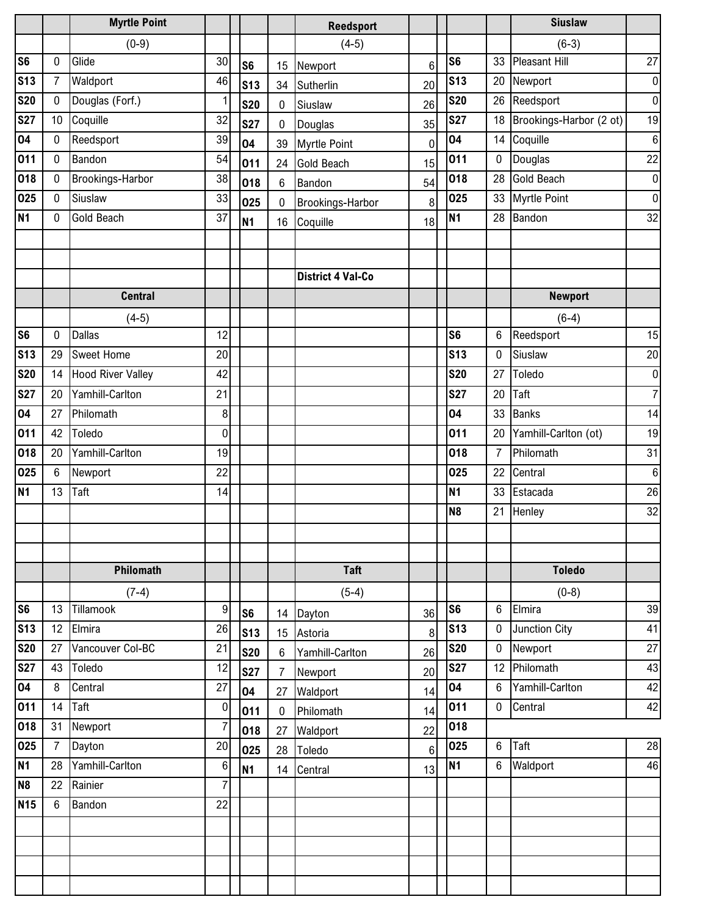### Myrtle Point

(0-9)

| Date | Score | Opponent | Opp |
|---|---|---|---|
| S6 | 0 | Glide | 30 |
| S13 | 7 | Waldport | 46 |
| S20 | 0 | Douglas (Forf.) | 1 |
| S27 | 10 | Coquille | 32 |
| O4 | 0 | Reedsport | 39 |
| O11 | 0 | Bandon | 54 |
| O18 | 0 | Brookings-Harbor | 38 |
| O25 | 0 | Siuslaw | 33 |
| N1 | 0 | Gold Beach | 37 |

### Reedsport

(4-5)

| Date | Score | Opponent | Opp |
|---|---|---|---|
| S6 | 15 | Newport | 6 |
| S13 | 34 | Sutherlin | 20 |
| S20 | 0 | Siuslaw | 26 |
| S27 | 0 | Douglas | 35 |
| O4 | 39 | Myrtle Point | 0 |
| O11 | 24 | Gold Beach | 15 |
| O18 | 6 | Bandon | 54 |
| O25 | 0 | Brookings-Harbor | 8 |
| N1 | 16 | Coquille | 18 |

### Siuslaw

(6-3)

| Date | Score | Opponent | Opp |
|---|---|---|---|
| S6 | 33 | Pleasant Hill | 27 |
| S13 | 20 | Newport | 0 |
| S20 | 26 | Reedsport | 0 |
| S27 | 18 | Brookings-Harbor (2 ot) | 19 |
| O4 | 14 | Coquille | 6 |
| O11 | 0 | Douglas | 22 |
| O18 | 28 | Gold Beach | 0 |
| O25 | 33 | Myrtle Point | 0 |
| N1 | 28 | Bandon | 32 |

## District 4 Val-Co

### Central

(4-5)

| Date | Score | Opponent | Opp |
|---|---|---|---|
| S6 | 0 | Dallas | 12 |
| S13 | 29 | Sweet Home | 20 |
| S20 | 14 | Hood River Valley | 42 |
| S27 | 20 | Yamhill-Carlton | 21 |
| O4 | 27 | Philomath | 8 |
| O11 | 42 | Toledo | 0 |
| O18 | 20 | Yamhill-Carlton | 19 |
| O25 | 6 | Newport | 22 |
| N1 | 13 | Taft | 14 |

### Newport

(6-4)

| Date | Score | Opponent | Opp |
|---|---|---|---|
| S6 | 6 | Reedsport | 15 |
| S13 | 0 | Siuslaw | 20 |
| S20 | 27 | Toledo | 0 |
| S27 | 20 | Taft | 7 |
| O4 | 33 | Banks | 14 |
| O11 | 20 | Yamhill-Carlton (ot) | 19 |
| O18 | 7 | Philomath | 31 |
| O25 | 22 | Central | 6 |
| N1 | 33 | Estacada | 26 |
| N8 | 21 | Henley | 32 |

### Philomath

(7-4)

| Date | Score | Opponent | Opp |
|---|---|---|---|
| S6 | 13 | Tillamook | 9 |
| S13 | 12 | Elmira | 26 |
| S20 | 27 | Vancouver Col-BC | 21 |
| S27 | 43 | Toledo | 12 |
| O4 | 8 | Central | 27 |
| O11 | 14 | Taft | 0 |
| O18 | 31 | Newport | 7 |
| O25 | 7 | Dayton | 20 |
| N1 | 28 | Yamhill-Carlton | 6 |
| N8 | 22 | Rainier | 7 |
| N15 | 6 | Bandon | 22 |

### Taft

(5-4)

| Date | Score | Opponent | Opp |
|---|---|---|---|
| S6 | 14 | Dayton | 36 |
| S13 | 15 | Astoria | 8 |
| S20 | 6 | Yamhill-Carlton | 26 |
| S27 | 7 | Newport | 20 |
| O4 | 27 | Waldport | 14 |
| O11 | 0 | Philomath | 14 |
| O18 | 27 | Waldport | 22 |
| O25 | 28 | Toledo | 6 |
| N1 | 14 | Central | 13 |

### Toledo

(0-8)

| Date | Score | Opponent | Opp |
|---|---|---|---|
| S6 | 6 | Elmira | 39 |
| S13 | 0 | Junction City | 41 |
| S20 | 0 | Newport | 27 |
| S27 | 12 | Philomath | 43 |
| O4 | 6 | Yamhill-Carlton | 42 |
| O11 | 0 | Central | 42 |
| O18 | | | |
| O25 | 6 | Taft | 28 |
| N1 | 6 | Waldport | 46 |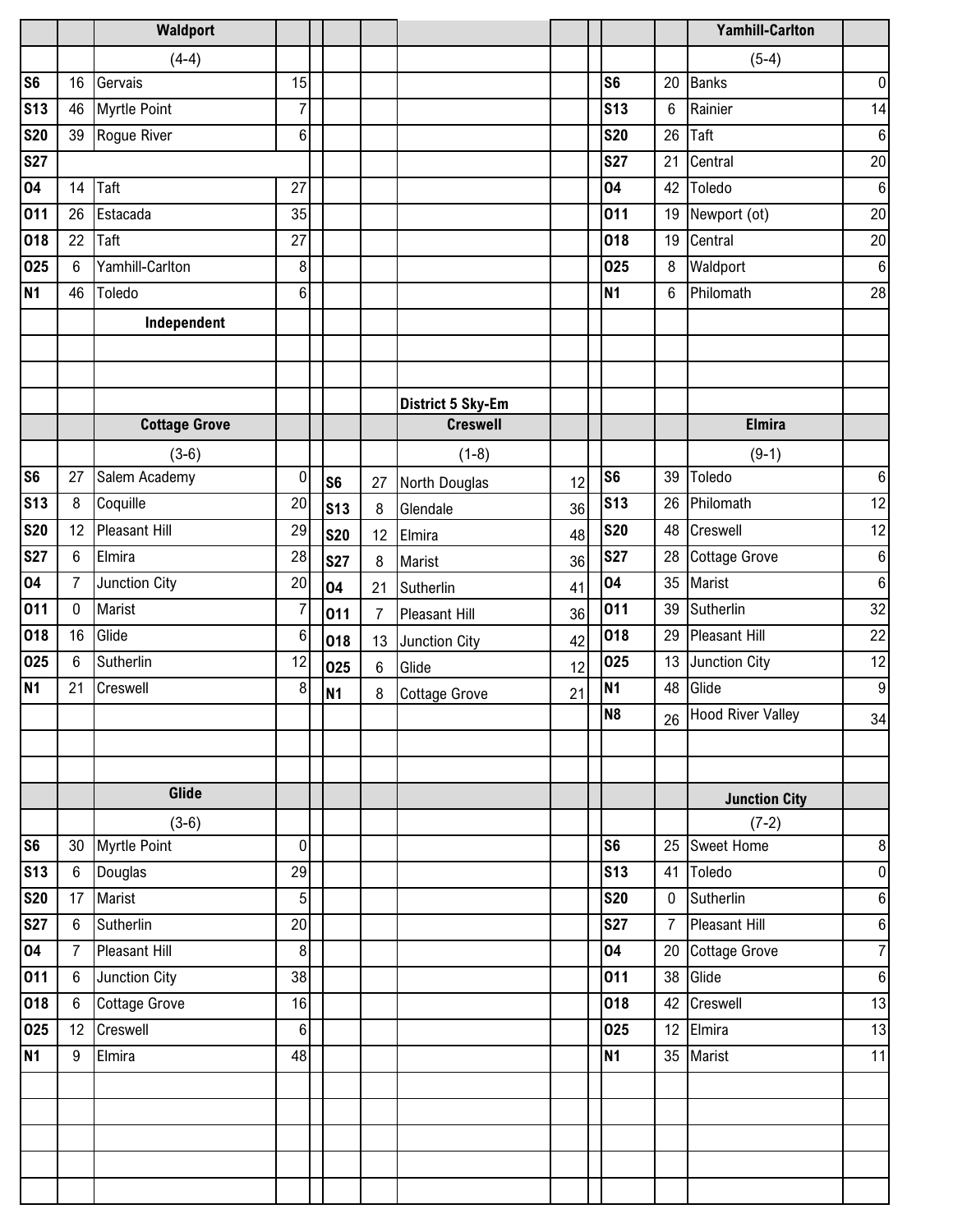### Waldport

(4-4)

| | | | |
|---|---|---|---|
| S6 | 16 | Gervais | 15 |
| S13 | 46 | Myrtle Point | 7 |
| S20 | 39 | Rogue River | 6 |
| S27 | | | |
| O4 | 14 | Taft | 27 |
| O11 | 26 | Estacada | 35 |
| O18 | 22 | Taft | 27 |
| O25 | 6 | Yamhill-Carlton | 8 |
| N1 | 46 | Toledo | 6 |

### Yamhill-Carlton

(5-4)

| | | | |
|---|---|---|---|
| S6 | 20 | Banks | 0 |
| S13 | 6 | Rainier | 14 |
| S20 | 26 | Taft | 6 |
| S27 | 21 | Central | 20 |
| O4 | 42 | Toledo | 6 |
| O11 | 19 | Newport (ot) | 20 |
| O18 | 19 | Central | 20 |
| O25 | 8 | Waldport | 6 |
| N1 | 6 | Philomath | 28 |

**Independent**

## District 5 Sky-Em

### Cottage Grove

(3-6)

| | | | |
|---|---|---|---|
| S6 | 27 | Salem Academy | 0 |
| S13 | 8 | Coquille | 20 |
| S20 | 12 | Pleasant Hill | 29 |
| S27 | 6 | Elmira | 28 |
| O4 | 7 | Junction City | 20 |
| O11 | 0 | Marist | 7 |
| O18 | 16 | Glide | 6 |
| O25 | 6 | Sutherlin | 12 |
| N1 | 21 | Creswell | 8 |

### Creswell

(1-8)

| | | | |
|---|---|---|---|
| S6 | 27 | North Douglas | 12 |
| S13 | 8 | Glendale | 36 |
| S20 | 12 | Elmira | 48 |
| S27 | 8 | Marist | 36 |
| O4 | 21 | Sutherlin | 41 |
| O11 | 7 | Pleasant Hill | 36 |
| O18 | 13 | Junction City | 42 |
| O25 | 6 | Glide | 12 |
| N1 | 8 | Cottage Grove | 21 |

### Elmira

(9-1)

| | | | |
|---|---|---|---|
| S6 | 39 | Toledo | 6 |
| S13 | 26 | Philomath | 12 |
| S20 | 48 | Creswell | 12 |
| S27 | 28 | Cottage Grove | 6 |
| O4 | 35 | Marist | 6 |
| O11 | 39 | Sutherlin | 32 |
| O18 | 29 | Pleasant Hill | 22 |
| O25 | 13 | Junction City | 12 |
| N1 | 48 | Glide | 9 |
| N8 | 26 | Hood River Valley | 34 |

### Glide

(3-6)

| | | | |
|---|---|---|---|
| S6 | 30 | Myrtle Point | 0 |
| S13 | 6 | Douglas | 29 |
| S20 | 17 | Marist | 5 |
| S27 | 6 | Sutherlin | 20 |
| O4 | 7 | Pleasant Hill | 8 |
| O11 | 6 | Junction City | 38 |
| O18 | 6 | Cottage Grove | 16 |
| O25 | 12 | Creswell | 6 |
| N1 | 9 | Elmira | 48 |

### Junction City

(7-2)

| | | | |
|---|---|---|---|
| S6 | 25 | Sweet Home | 8 |
| S13 | 41 | Toledo | 0 |
| S20 | 0 | Sutherlin | 6 |
| S27 | 7 | Pleasant Hill | 6 |
| O4 | 20 | Cottage Grove | 7 |
| O11 | 38 | Glide | 6 |
| O18 | 42 | Creswell | 13 |
| O25 | 12 | Elmira | 13 |
| N1 | 35 | Marist | 11 |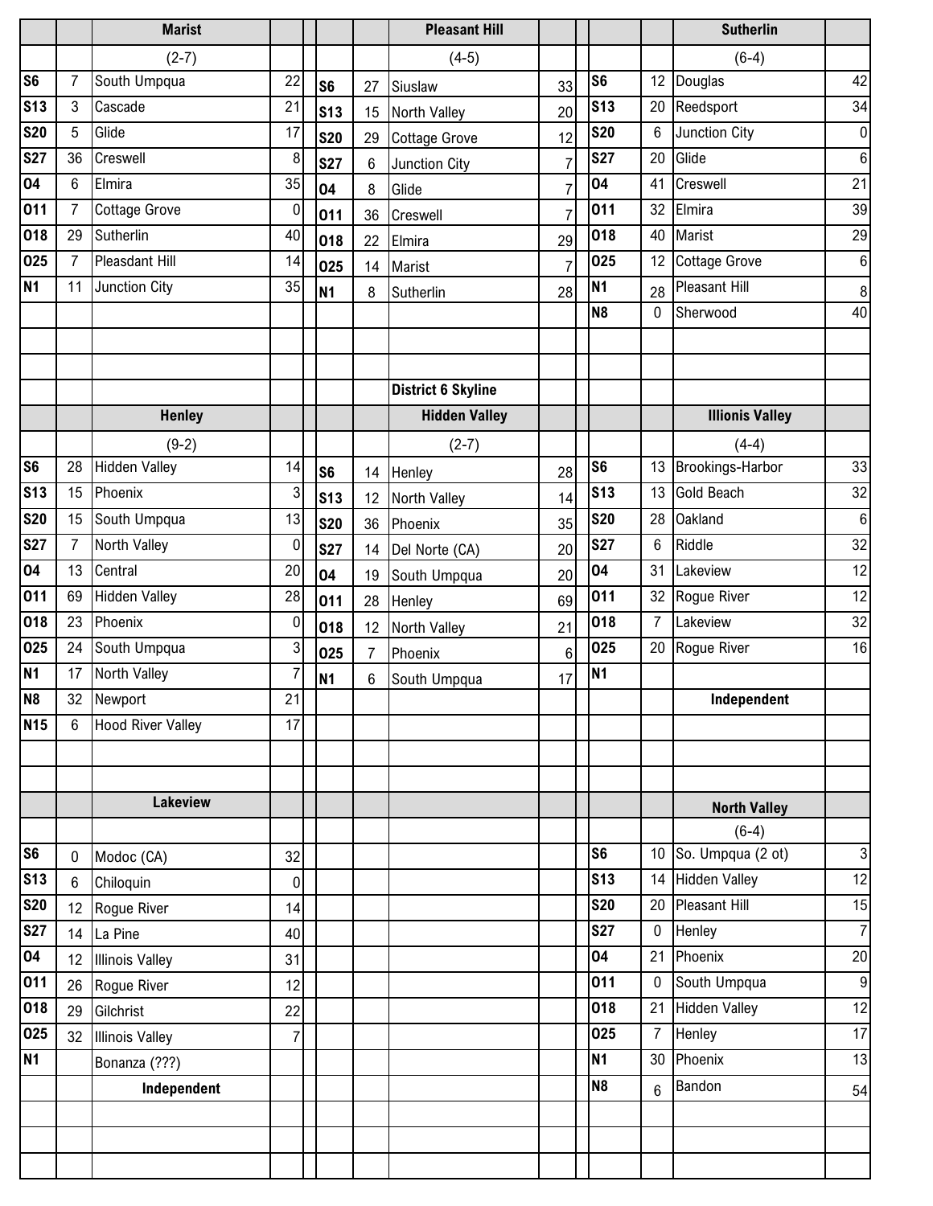### Marist

(2-7)

| Date | Score | Opponent | Opp. Score |
|---|---|---|---|
| S6 | 7 | South Umpqua | 22 |
| S13 | 3 | Cascade | 21 |
| S20 | 5 | Glide | 17 |
| S27 | 36 | Creswell | 8 |
| O4 | 6 | Elmira | 35 |
| O11 | 7 | Cottage Grove | 0 |
| O18 | 29 | Sutherlin | 40 |
| O25 | 7 | Pleasdant Hill | 14 |
| N1 | 11 | Junction City | 35 |

### Pleasant Hill

(4-5)

| Date | Score | Opponent | Opp. Score |
|---|---|---|---|
| S6 | 27 | Siuslaw | 33 |
| S13 | 15 | North Valley | 20 |
| S20 | 29 | Cottage Grove | 12 |
| S27 | 6 | Junction City | 7 |
| O4 | 8 | Glide | 7 |
| O11 | 36 | Creswell | 7 |
| O18 | 22 | Elmira | 29 |
| O25 | 14 | Marist | 7 |
| N1 | 8 | Sutherlin | 28 |

### Sutherlin

(6-4)

| Date | Score | Opponent | Opp. Score |
|---|---|---|---|
| S6 | 12 | Douglas | 42 |
| S13 | 20 | Reedsport | 34 |
| S20 | 6 | Junction City | 0 |
| S27 | 20 | Glide | 6 |
| O4 | 41 | Creswell | 21 |
| O11 | 32 | Elmira | 39 |
| O18 | 40 | Marist | 29 |
| O25 | 12 | Cottage Grove | 6 |
| N1 | 28 | Pleasant Hill | 8 |
| N8 | 0 | Sherwood | 40 |

## District 6 Skyline

### Henley

(9-2)

| Date | Score | Opponent | Opp. Score |
|---|---|---|---|
| S6 | 28 | Hidden Valley | 14 |
| S13 | 15 | Phoenix | 3 |
| S20 | 15 | South Umpqua | 13 |
| S27 | 7 | North Valley | 0 |
| O4 | 13 | Central | 20 |
| O11 | 69 | Hidden Valley | 28 |
| O18 | 23 | Phoenix | 0 |
| O25 | 24 | South Umpqua | 3 |
| N1 | 17 | North Valley | 7 |
| N8 | 32 | Newport | 21 |
| N15 | 6 | Hood River Valley | 17 |

### Hidden Valley

(2-7)

| Date | Score | Opponent | Opp. Score |
|---|---|---|---|
| S6 | 14 | Henley | 28 |
| S13 | 12 | North Valley | 14 |
| S20 | 36 | Phoenix | 35 |
| S27 | 14 | Del Norte (CA) | 20 |
| O4 | 19 | South Umpqua | 20 |
| O11 | 28 | Henley | 69 |
| O18 | 12 | North Valley | 21 |
| O25 | 7 | Phoenix | 6 |
| N1 | 6 | South Umpqua | 17 |

### Illionis Valley

(4-4)

| Date | Score | Opponent | Opp. Score |
|---|---|---|---|
| S6 | 13 | Brookings-Harbor | 33 |
| S13 | 13 | Gold Beach | 32 |
| S20 | 28 | Oakland | 6 |
| S27 | 6 | Riddle | 32 |
| O4 | 31 | Lakeview | 12 |
| O11 | 32 | Rogue River | 12 |
| O18 | 7 | Lakeview | 32 |
| O25 | 20 | Rogue River | 16 |
| N1 | | | |

**Independent**

### Lakeview

| Date | Score | Opponent | Opp. Score |
|---|---|---|---|
| S6 | 0 | Modoc (CA) | 32 |
| S13 | 6 | Chiloquin | 0 |
| S20 | 12 | Rogue River | 14 |
| S27 | 14 | La Pine | 40 |
| O4 | 12 | Illinois Valley | 31 |
| O11 | 26 | Rogue River | 12 |
| O18 | 29 | Gilchrist | 22 |
| O25 | 32 | Illinois Valley | 7 |
| N1 | | Bonanza (???) | |

**Independent**

### North Valley

(6-4)

| Date | Score | Opponent | Opp. Score |
|---|---|---|---|
| S6 | 10 | So. Umpqua (2 ot) | 3 |
| S13 | 14 | Hidden Valley | 12 |
| S20 | 20 | Pleasant Hill | 15 |
| S27 | 0 | Henley | 7 |
| O4 | 21 | Phoenix | 20 |
| O11 | 0 | South Umpqua | 9 |
| O18 | 21 | Hidden Valley | 12 |
| O25 | 7 | Henley | 17 |
| N1 | 30 | Phoenix | 13 |
| N8 | 6 | Bandon | 54 |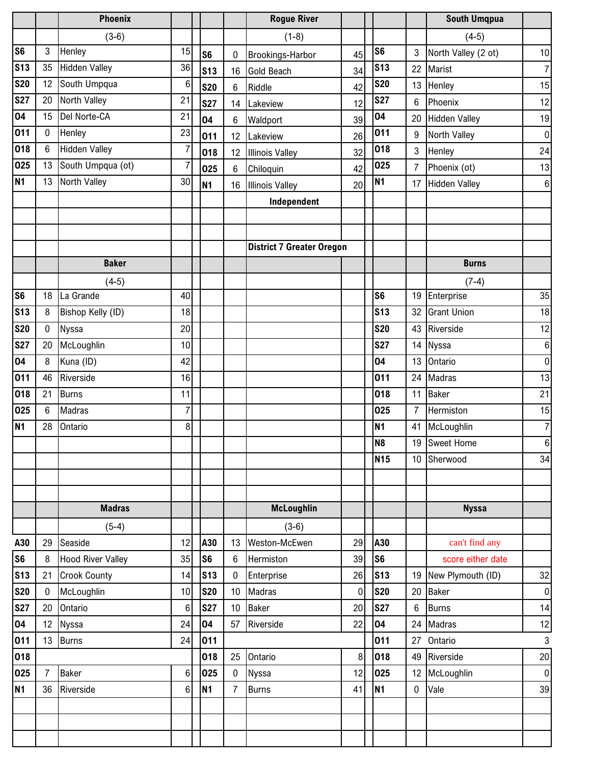## Phoenix (3-6)

| Date | Score | Opponent | Opp |
|---|---|---|---|
| S6 | 3 | Henley | 15 |
| S13 | 35 | Hidden Valley | 36 |
| S20 | 12 | South Umpqua | 6 |
| S27 | 20 | North Valley | 21 |
| O4 | 15 | Del Norte-CA | 21 |
| O11 | 0 | Henley | 23 |
| O18 | 6 | Hidden Valley | 7 |
| O25 | 13 | South Umpqua (ot) | 7 |
| N1 | 13 | North Valley | 30 |

## Rogue River (1-8)

| Date | Score | Opponent | Opp |
|---|---|---|---|
| S6 | 0 | Brookings-Harbor | 45 |
| S13 | 16 | Gold Beach | 34 |
| S20 | 6 | Riddle | 42 |
| S27 | 14 | Lakeview | 12 |
| O4 | 6 | Waldport | 39 |
| O11 | 12 | Lakeview | 26 |
| O18 | 12 | Illinois Valley | 32 |
| O25 | 6 | Chiloquin | 42 |
| N1 | 16 | Illinois Valley | 20 |

Independent

## South Umqpua (4-5)

| Date | Score | Opponent | Opp |
|---|---|---|---|
| S6 | 3 | North Valley (2 ot) | 10 |
| S13 | 22 | Marist | 7 |
| S20 | 13 | Henley | 15 |
| S27 | 6 | Phoenix | 12 |
| O4 | 20 | Hidden Valley | 19 |
| O11 | 9 | North Valley | 0 |
| O18 | 3 | Henley | 24 |
| O25 | 7 | Phoenix (ot) | 13 |
| N1 | 17 | Hidden Valley | 6 |

# District 7 Greater Oregon

## Baker (4-5)

| Date | Score | Opponent | Opp |
|---|---|---|---|
| S6 | 18 | La Grande | 40 |
| S13 | 8 | Bishop Kelly (ID) | 18 |
| S20 | 0 | Nyssa | 20 |
| S27 | 20 | McLoughlin | 10 |
| O4 | 8 | Kuna (ID) | 42 |
| O11 | 46 | Riverside | 16 |
| O18 | 21 | Burns | 11 |
| O25 | 6 | Madras | 7 |
| N1 | 28 | Ontario | 8 |

## Burns (7-4)

| Date | Score | Opponent | Opp |
|---|---|---|---|
| S6 | 19 | Enterprise | 35 |
| S13 | 32 | Grant Union | 18 |
| S20 | 43 | Riverside | 12 |
| S27 | 14 | Nyssa | 6 |
| O4 | 13 | Ontario | 0 |
| O11 | 24 | Madras | 13 |
| O18 | 11 | Baker | 21 |
| O25 | 7 | Hermiston | 15 |
| N1 | 41 | McLoughlin | 7 |
| N8 | 19 | Sweet Home | 6 |
| N15 | 10 | Sherwood | 34 |

## Madras (5-4)

| Date | Score | Opponent | Opp |
|---|---|---|---|
| A30 | 29 | Seaside | 12 |
| S6 | 8 | Hood River Valley | 35 |
| S13 | 21 | Crook County | 14 |
| S20 | 0 | McLoughlin | 10 |
| S27 | 20 | Ontario | 6 |
| O4 | 12 | Nyssa | 24 |
| O11 | 13 | Burns | 24 |
| O18 | | | |
| O25 | 7 | Baker | 6 |
| N1 | 36 | Riverside | 6 |

## McLoughlin (3-6)

| Date | Score | Opponent | Opp |
|---|---|---|---|
| A30 | 13 | Weston-McEwen | 29 |
| S6 | 6 | Hermiston | 39 |
| S13 | 0 | Enterprise | 26 |
| S20 | 10 | Madras | 0 |
| S27 | 10 | Baker | 20 |
| O4 | 57 | Riverside | 22 |
| O11 | | | |
| O18 | 25 | Ontario | 8 |
| O25 | 0 | Nyssa | 12 |
| N1 | 7 | Burns | 41 |

## Nyssa

| Date | Score | Opponent | Opp |
|---|---|---|---|
| A30 | | can't find any | |
| S6 | | score either date | |
| S13 | 19 | New Plymouth (ID) | 32 |
| S20 | 20 | Baker | 0 |
| S27 | 6 | Burns | 14 |
| O4 | 24 | Madras | 12 |
| O11 | 27 | Ontario | 3 |
| O18 | 49 | Riverside | 20 |
| O25 | 12 | McLoughlin | 0 |
| N1 | 0 | Vale | 39 |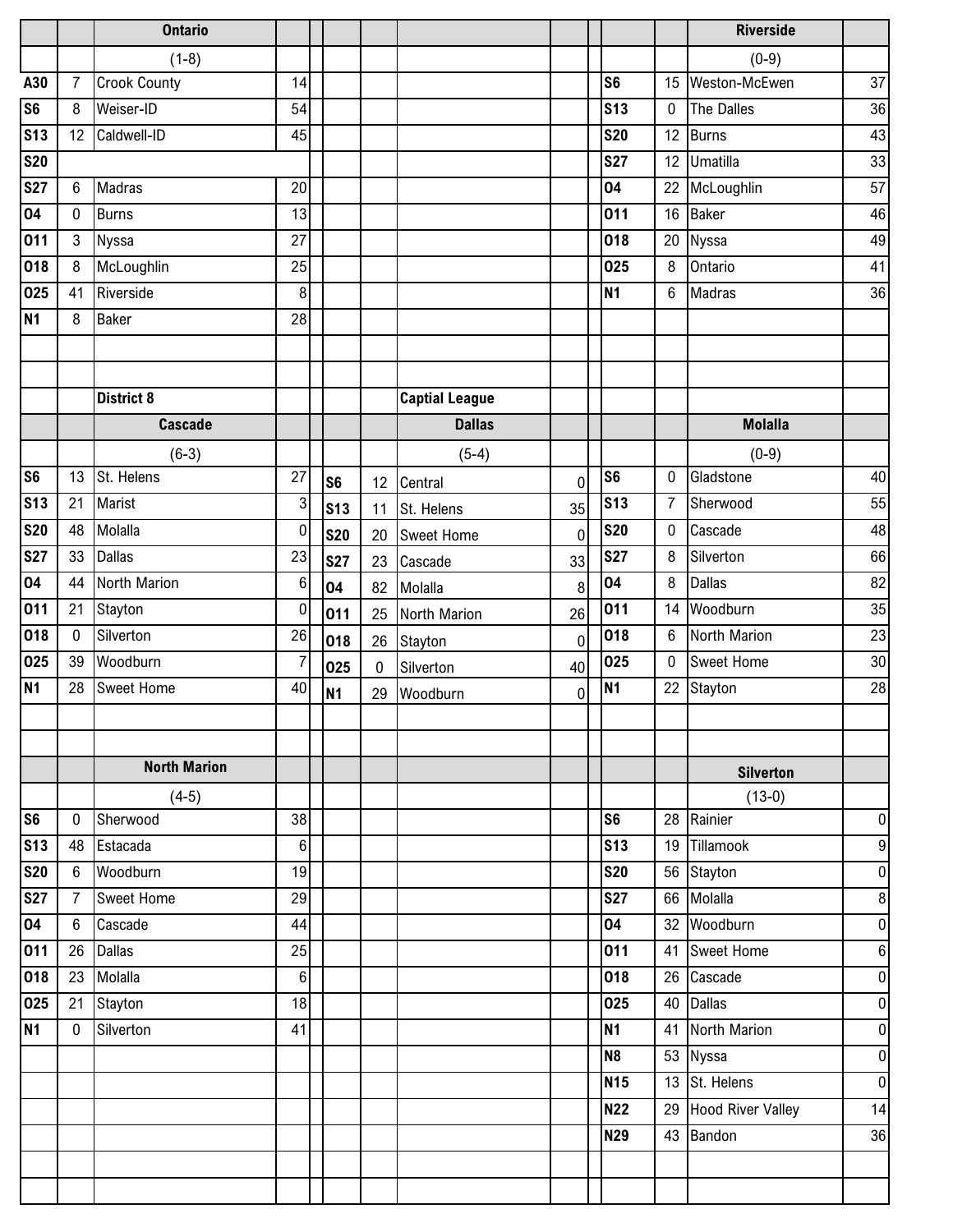## Ontario

(1-8)

| Date | Score | Opponent | Score |
|---|---|---|---|
| A30 | 7 | Crook County | 14 |
| S6 | 8 | Weiser-ID | 54 |
| S13 | 12 | Caldwell-ID | 45 |
| S20 | | | |
| S27 | 6 | Madras | 20 |
| O4 | 0 | Burns | 13 |
| O11 | 3 | Nyssa | 27 |
| O18 | 8 | McLoughlin | 25 |
| O25 | 41 | Riverside | 8 |
| N1 | 8 | Baker | 28 |

## Riverside

(0-9)

| Date | Score | Opponent | Score |
|---|---|---|---|
| S6 | 15 | Weston-McEwen | 37 |
| S13 | 0 | The Dalles | 36 |
| S20 | 12 | Burns | 43 |
| S27 | 12 | Umatilla | 33 |
| O4 | 22 | McLoughlin | 57 |
| O11 | 16 | Baker | 46 |
| O18 | 20 | Nyssa | 49 |
| O25 | 8 | Ontario | 41 |
| N1 | 6 | Madras | 36 |

# District 8

## Captial League

## Cascade

(6-3)

| Date | Score | Opponent | Score |
|---|---|---|---|
| S6 | 13 | St. Helens | 27 |
| S13 | 21 | Marist | 3 |
| S20 | 48 | Molalla | 0 |
| S27 | 33 | Dallas | 23 |
| O4 | 44 | North Marion | 6 |
| O11 | 21 | Stayton | 0 |
| O18 | 0 | Silverton | 26 |
| O25 | 39 | Woodburn | 7 |
| N1 | 28 | Sweet Home | 40 |

## Dallas

(5-4)

| Date | Score | Opponent | Score |
|---|---|---|---|
| S6 | 12 | Central | 0 |
| S13 | 11 | St. Helens | 35 |
| S20 | 20 | Sweet Home | 0 |
| S27 | 23 | Cascade | 33 |
| O4 | 82 | Molalla | 8 |
| O11 | 25 | North Marion | 26 |
| O18 | 26 | Stayton | 0 |
| O25 | 0 | Silverton | 40 |
| N1 | 29 | Woodburn | 0 |

## Molalla

(0-9)

| Date | Score | Opponent | Score |
|---|---|---|---|
| S6 | 0 | Gladstone | 40 |
| S13 | 7 | Sherwood | 55 |
| S20 | 0 | Cascade | 48 |
| S27 | 8 | Silverton | 66 |
| O4 | 8 | Dallas | 82 |
| O11 | 14 | Woodburn | 35 |
| O18 | 6 | North Marion | 23 |
| O25 | 0 | Sweet Home | 30 |
| N1 | 22 | Stayton | 28 |

## North Marion

(4-5)

| Date | Score | Opponent | Score |
|---|---|---|---|
| S6 | 0 | Sherwood | 38 |
| S13 | 48 | Estacada | 6 |
| S20 | 6 | Woodburn | 19 |
| S27 | 7 | Sweet Home | 29 |
| O4 | 6 | Cascade | 44 |
| O11 | 26 | Dallas | 25 |
| O18 | 23 | Molalla | 6 |
| O25 | 21 | Stayton | 18 |
| N1 | 0 | Silverton | 41 |

## Silverton

(13-0)

| Date | Score | Opponent | Score |
|---|---|---|---|
| S6 | 28 | Rainier | 0 |
| S13 | 19 | Tillamook | 9 |
| S20 | 56 | Stayton | 0 |
| S27 | 66 | Molalla | 8 |
| O4 | 32 | Woodburn | 0 |
| O11 | 41 | Sweet Home | 6 |
| O18 | 26 | Cascade | 0 |
| O25 | 40 | Dallas | 0 |
| N1 | 41 | North Marion | 0 |
| N8 | 53 | Nyssa | 0 |
| N15 | 13 | St. Helens | 0 |
| N22 | 29 | Hood River Valley | 14 |
| N29 | 43 | Bandon | 36 |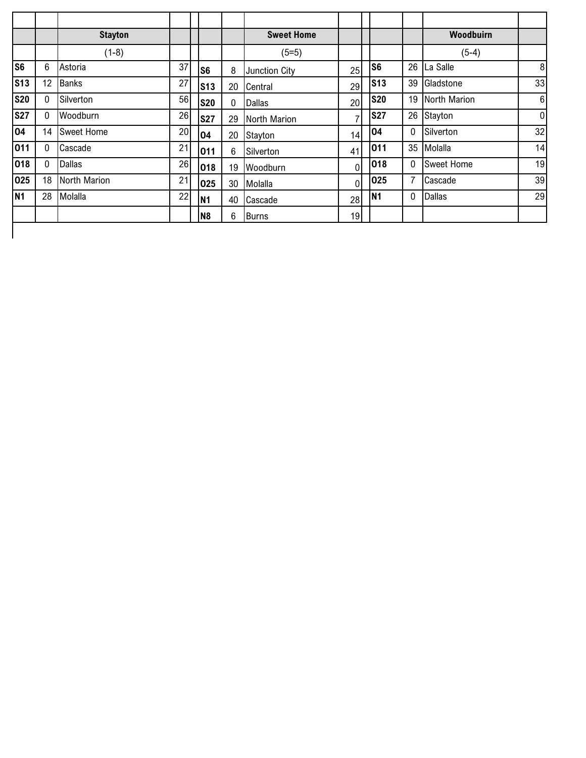| | | | | | | | | | | | |
|---|---|---|---|---|---|---|---|---|---|---|---|
| | | **Stayton** | | | | **Sweet Home** | | | | **Woodbuirn** | |
| | | (1-8) | | | | (5=5) | | | | (5-4) | |
| **S6** | 6 | Astoria | 37 | **S6** | 8 | Junction City | 25 | **S6** | 26 | La Salle | 8 |
| **S13** | 12 | Banks | 27 | **S13** | 20 | Central | 29 | **S13** | 39 | Gladstone | 33 |
| **S20** | 0 | Silverton | 56 | **S20** | 0 | Dallas | 20 | **S20** | 19 | North Marion | 6 |
| **S27** | 0 | Woodburn | 26 | **S27** | 29 | North Marion | 7 | **S27** | 26 | Stayton | 0 |
| **O4** | 14 | Sweet Home | 20 | **O4** | 20 | Stayton | 14 | **O4** | 0 | Silverton | 32 |
| **O11** | 0 | Cascade | 21 | **O11** | 6 | Silverton | 41 | **O11** | 35 | Molalla | 14 |
| **O18** | 0 | Dallas | 26 | **O18** | 19 | Woodburn | 0 | **O18** | 0 | Sweet Home | 19 |
| **O25** | 18 | North Marion | 21 | **O25** | 30 | Molalla | 0 | **O25** | 7 | Cascade | 39 |
| **N1** | 28 | Molalla | 22 | **N1** | 40 | Cascade | 28 | **N1** | 0 | Dallas | 29 |
| | | | | **N8** | 6 | Burns | 19 | | | | |